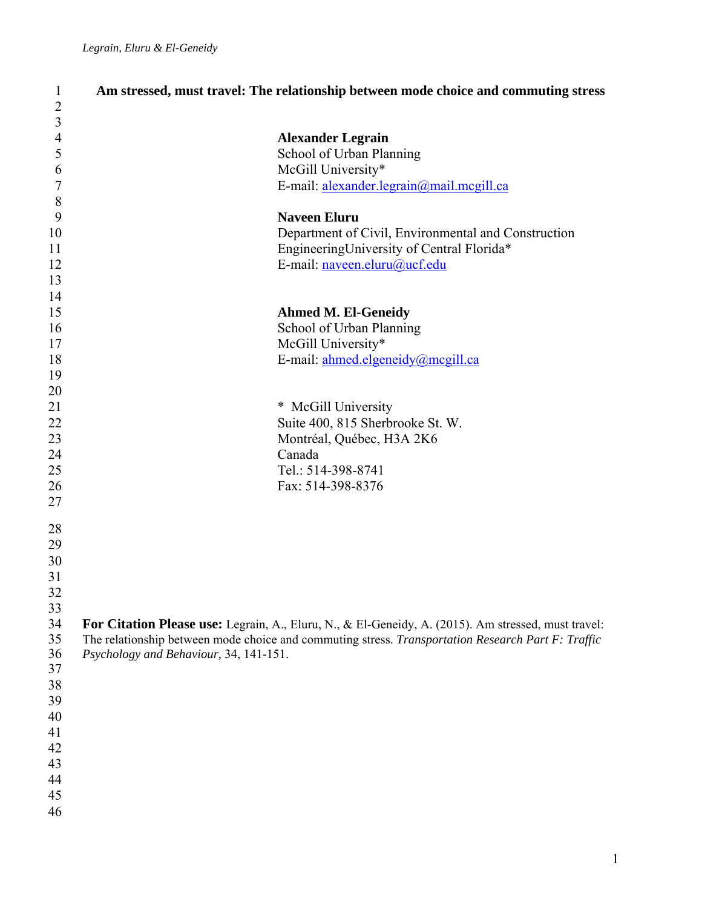# Am stressed, must travel: The relationship between mode choice and commuting stress

**Alexander Legrain**
School of Urban Planning
McGill University*
E-mail: alexander.legrain@mail.mcgill.ca

**Naveen Eluru**
Department of Civil, Environmental and Construction EngineeringUniversity of Central Florida*
E-mail: naveen.eluru@ucf.edu

**Ahmed M. El-Geneidy**
School of Urban Planning
McGill University*
E-mail: ahmed.elgeneidy@mcgill.ca

\* McGill University
Suite 400, 815 Sherbrooke St. W.
Montréal, Québec, H3A 2K6
Canada
Tel.: 514-398-8741
Fax: 514-398-8376

**For Citation Please use:** Legrain, A., Eluru, N., & El-Geneidy, A. (2015). Am stressed, must travel: The relationship between mode choice and commuting stress. *Transportation Research Part F: Traffic Psychology and Behaviour,* 34, 141-151.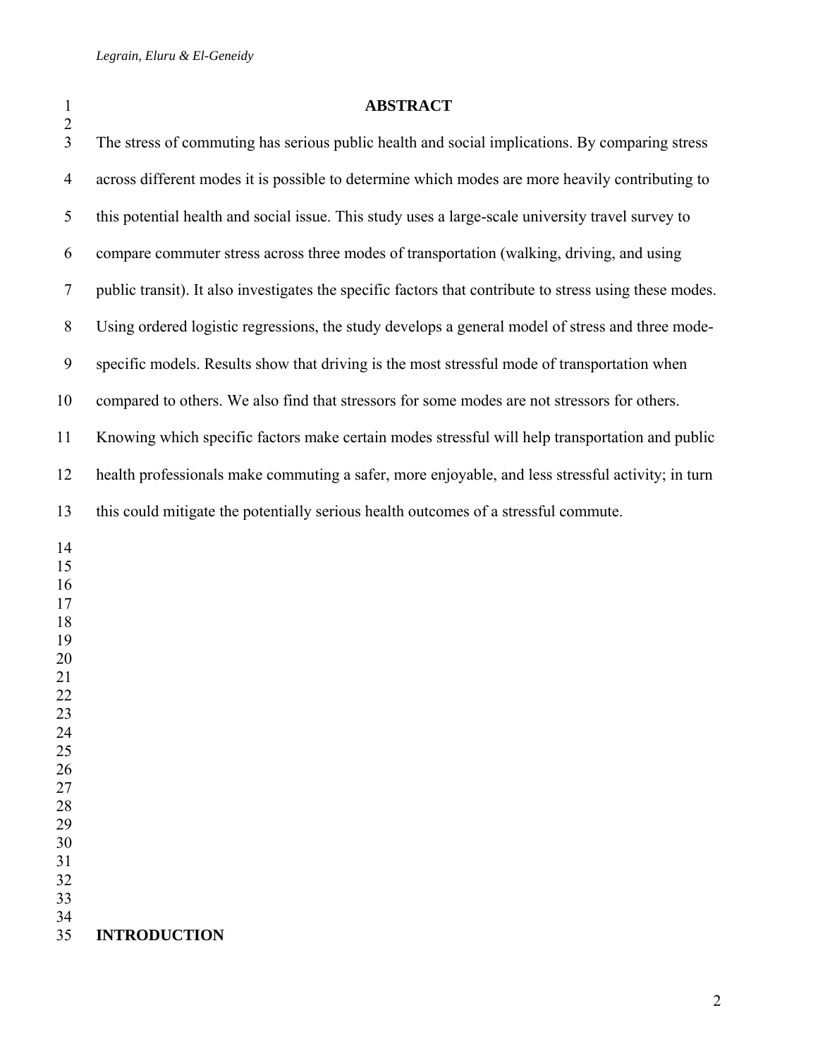## ABSTRACT

The stress of commuting has serious public health and social implications. By comparing stress across different modes it is possible to determine which modes are more heavily contributing to this potential health and social issue. This study uses a large-scale university travel survey to compare commuter stress across three modes of transportation (walking, driving, and using public transit). It also investigates the specific factors that contribute to stress using these modes. Using ordered logistic regressions, the study develops a general model of stress and three mode-specific models. Results show that driving is the most stressful mode of transportation when compared to others. We also find that stressors for some modes are not stressors for others. Knowing which specific factors make certain modes stressful will help transportation and public health professionals make commuting a safer, more enjoyable, and less stressful activity; in turn this could mitigate the potentially serious health outcomes of a stressful commute.

## INTRODUCTION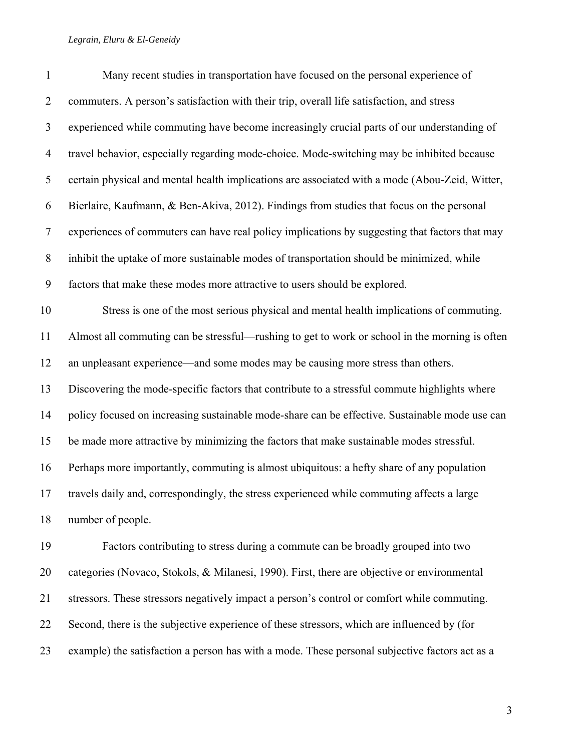Many recent studies in transportation have focused on the personal experience of commuters. A person's satisfaction with their trip, overall life satisfaction, and stress experienced while commuting have become increasingly crucial parts of our understanding of travel behavior, especially regarding mode-choice. Mode-switching may be inhibited because certain physical and mental health implications are associated with a mode (Abou-Zeid, Witter, Bierlaire, Kaufmann, & Ben-Akiva, 2012). Findings from studies that focus on the personal experiences of commuters can have real policy implications by suggesting that factors that may inhibit the uptake of more sustainable modes of transportation should be minimized, while factors that make these modes more attractive to users should be explored.

Stress is one of the most serious physical and mental health implications of commuting. Almost all commuting can be stressful—rushing to get to work or school in the morning is often an unpleasant experience—and some modes may be causing more stress than others. Discovering the mode-specific factors that contribute to a stressful commute highlights where policy focused on increasing sustainable mode-share can be effective. Sustainable mode use can be made more attractive by minimizing the factors that make sustainable modes stressful. Perhaps more importantly, commuting is almost ubiquitous: a hefty share of any population travels daily and, correspondingly, the stress experienced while commuting affects a large number of people.

Factors contributing to stress during a commute can be broadly grouped into two categories (Novaco, Stokols, & Milanesi, 1990). First, there are objective or environmental stressors. These stressors negatively impact a person's control or comfort while commuting. Second, there is the subjective experience of these stressors, which are influenced by (for example) the satisfaction a person has with a mode. These personal subjective factors act as a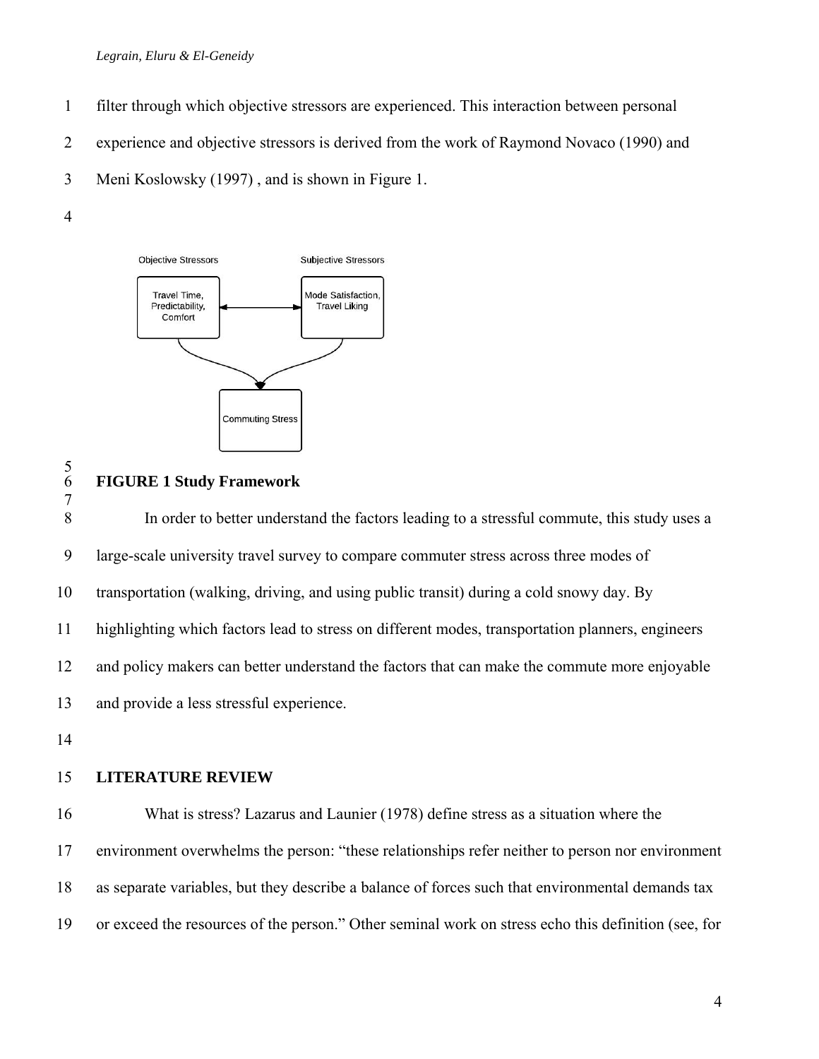filter through which objective stressors are experienced. This interaction between personal experience and objective stressors is derived from the work of Raymond Novaco (1990) and Meni Koslowsky (1997) , and is shown in Figure 1.

**FIGURE 1 Study Framework**

In order to better understand the factors leading to a stressful commute, this study uses a large-scale university travel survey to compare commuter stress across three modes of transportation (walking, driving, and using public transit) during a cold snowy day. By highlighting which factors lead to stress on different modes, transportation planners, engineers and policy makers can better understand the factors that can make the commute more enjoyable and provide a less stressful experience.

## LITERATURE REVIEW

What is stress? Lazarus and Launier (1978) define stress as a situation where the environment overwhelms the person: "these relationships refer neither to person nor environment as separate variables, but they describe a balance of forces such that environmental demands tax or exceed the resources of the person." Other seminal work on stress echo this definition (see, for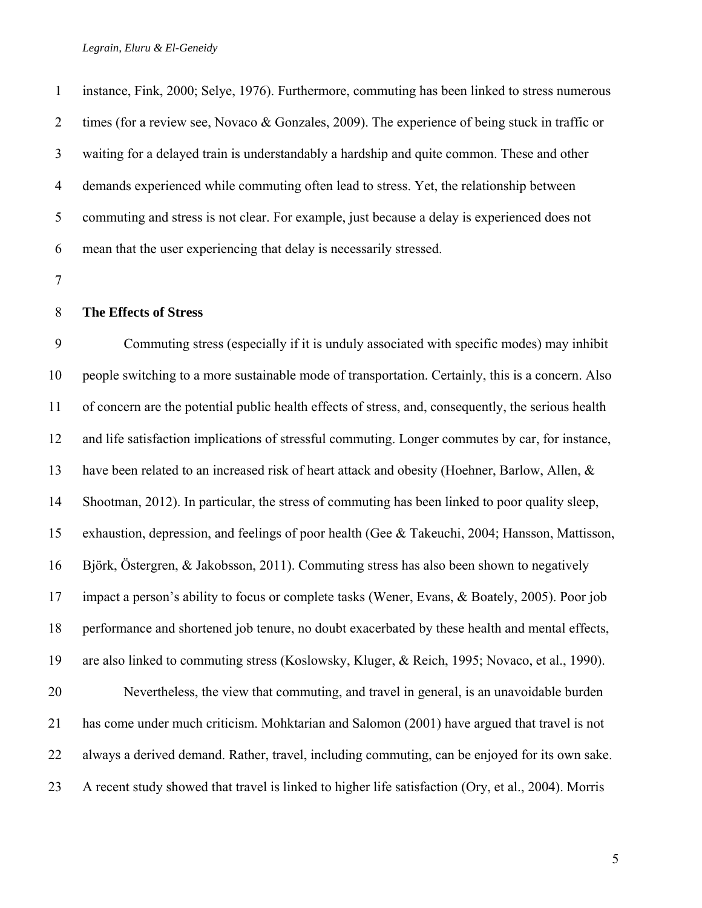instance, Fink, 2000; Selye, 1976). Furthermore, commuting has been linked to stress numerous times (for a review see, Novaco & Gonzales, 2009). The experience of being stuck in traffic or waiting for a delayed train is understandably a hardship and quite common. These and other demands experienced while commuting often lead to stress. Yet, the relationship between commuting and stress is not clear. For example, just because a delay is experienced does not mean that the user experiencing that delay is necessarily stressed.

**The Effects of Stress**

Commuting stress (especially if it is unduly associated with specific modes) may inhibit people switching to a more sustainable mode of transportation. Certainly, this is a concern. Also of concern are the potential public health effects of stress, and, consequently, the serious health and life satisfaction implications of stressful commuting. Longer commutes by car, for instance, have been related to an increased risk of heart attack and obesity (Hoehner, Barlow, Allen, & Shootman, 2012). In particular, the stress of commuting has been linked to poor quality sleep, exhaustion, depression, and feelings of poor health (Gee & Takeuchi, 2004; Hansson, Mattisson, Björk, Östergren, & Jakobsson, 2011). Commuting stress has also been shown to negatively impact a person's ability to focus or complete tasks (Wener, Evans, & Boately, 2005). Poor job performance and shortened job tenure, no doubt exacerbated by these health and mental effects, are also linked to commuting stress (Koslowsky, Kluger, & Reich, 1995; Novaco, et al., 1990).

Nevertheless, the view that commuting, and travel in general, is an unavoidable burden has come under much criticism. Mohktarian and Salomon (2001) have argued that travel is not always a derived demand. Rather, travel, including commuting, can be enjoyed for its own sake. A recent study showed that travel is linked to higher life satisfaction (Ory, et al., 2004). Morris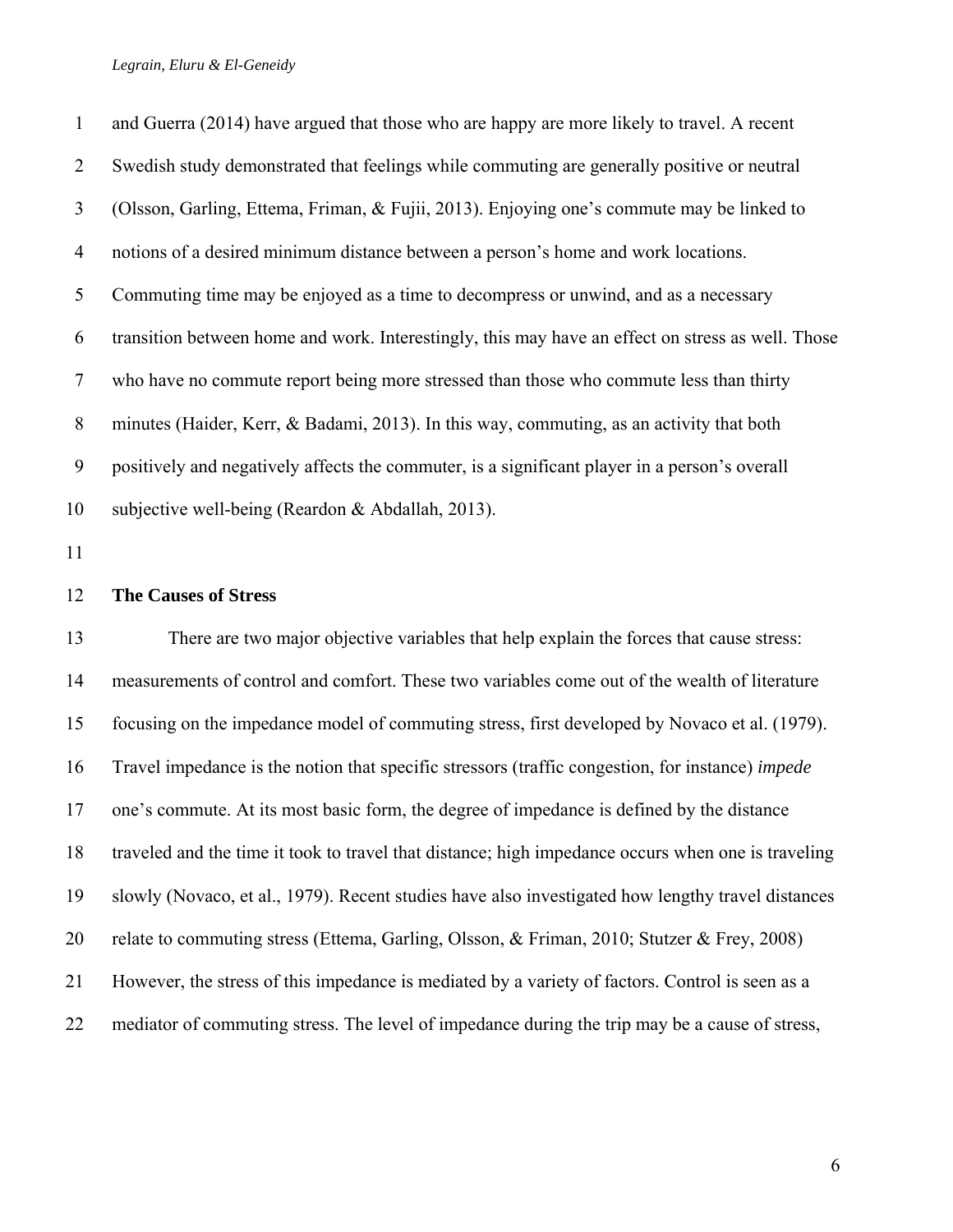and Guerra (2014) have argued that those who are happy are more likely to travel. A recent Swedish study demonstrated that feelings while commuting are generally positive or neutral (Olsson, Garling, Ettema, Friman, & Fujii, 2013). Enjoying one's commute may be linked to notions of a desired minimum distance between a person's home and work locations. Commuting time may be enjoyed as a time to decompress or unwind, and as a necessary transition between home and work. Interestingly, this may have an effect on stress as well. Those who have no commute report being more stressed than those who commute less than thirty minutes (Haider, Kerr, & Badami, 2013). In this way, commuting, as an activity that both positively and negatively affects the commuter, is a significant player in a person's overall subjective well-being (Reardon & Abdallah, 2013).

## The Causes of Stress

There are two major objective variables that help explain the forces that cause stress: measurements of control and comfort. These two variables come out of the wealth of literature focusing on the impedance model of commuting stress, first developed by Novaco et al. (1979). Travel impedance is the notion that specific stressors (traffic congestion, for instance) *impede* one's commute. At its most basic form, the degree of impedance is defined by the distance traveled and the time it took to travel that distance; high impedance occurs when one is traveling slowly (Novaco, et al., 1979). Recent studies have also investigated how lengthy travel distances relate to commuting stress (Ettema, Garling, Olsson, & Friman, 2010; Stutzer & Frey, 2008) However, the stress of this impedance is mediated by a variety of factors. Control is seen as a mediator of commuting stress. The level of impedance during the trip may be a cause of stress,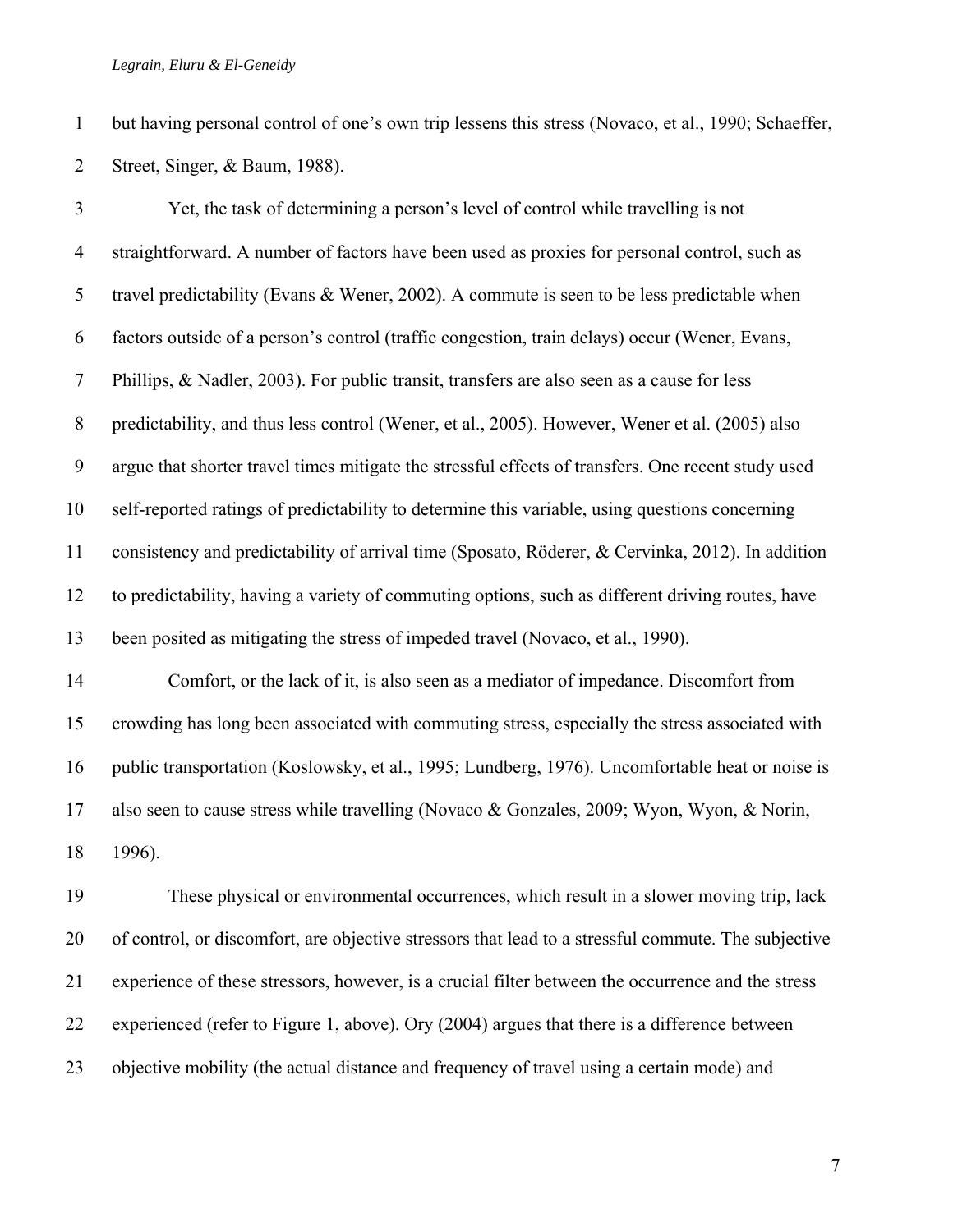but having personal control of one's own trip lessens this stress (Novaco, et al., 1990; Schaeffer, Street, Singer, & Baum, 1988).

Yet, the task of determining a person's level of control while travelling is not straightforward. A number of factors have been used as proxies for personal control, such as travel predictability (Evans & Wener, 2002). A commute is seen to be less predictable when factors outside of a person's control (traffic congestion, train delays) occur (Wener, Evans, Phillips, & Nadler, 2003). For public transit, transfers are also seen as a cause for less predictability, and thus less control (Wener, et al., 2005). However, Wener et al. (2005) also argue that shorter travel times mitigate the stressful effects of transfers. One recent study used self-reported ratings of predictability to determine this variable, using questions concerning consistency and predictability of arrival time (Sposato, Röderer, & Cervinka, 2012). In addition to predictability, having a variety of commuting options, such as different driving routes, have been posited as mitigating the stress of impeded travel (Novaco, et al., 1990).

Comfort, or the lack of it, is also seen as a mediator of impedance. Discomfort from crowding has long been associated with commuting stress, especially the stress associated with public transportation (Koslowsky, et al., 1995; Lundberg, 1976). Uncomfortable heat or noise is also seen to cause stress while travelling (Novaco & Gonzales, 2009; Wyon, Wyon, & Norin, 1996).

These physical or environmental occurrences, which result in a slower moving trip, lack of control, or discomfort, are objective stressors that lead to a stressful commute. The subjective experience of these stressors, however, is a crucial filter between the occurrence and the stress experienced (refer to Figure 1, above). Ory (2004) argues that there is a difference between objective mobility (the actual distance and frequency of travel using a certain mode) and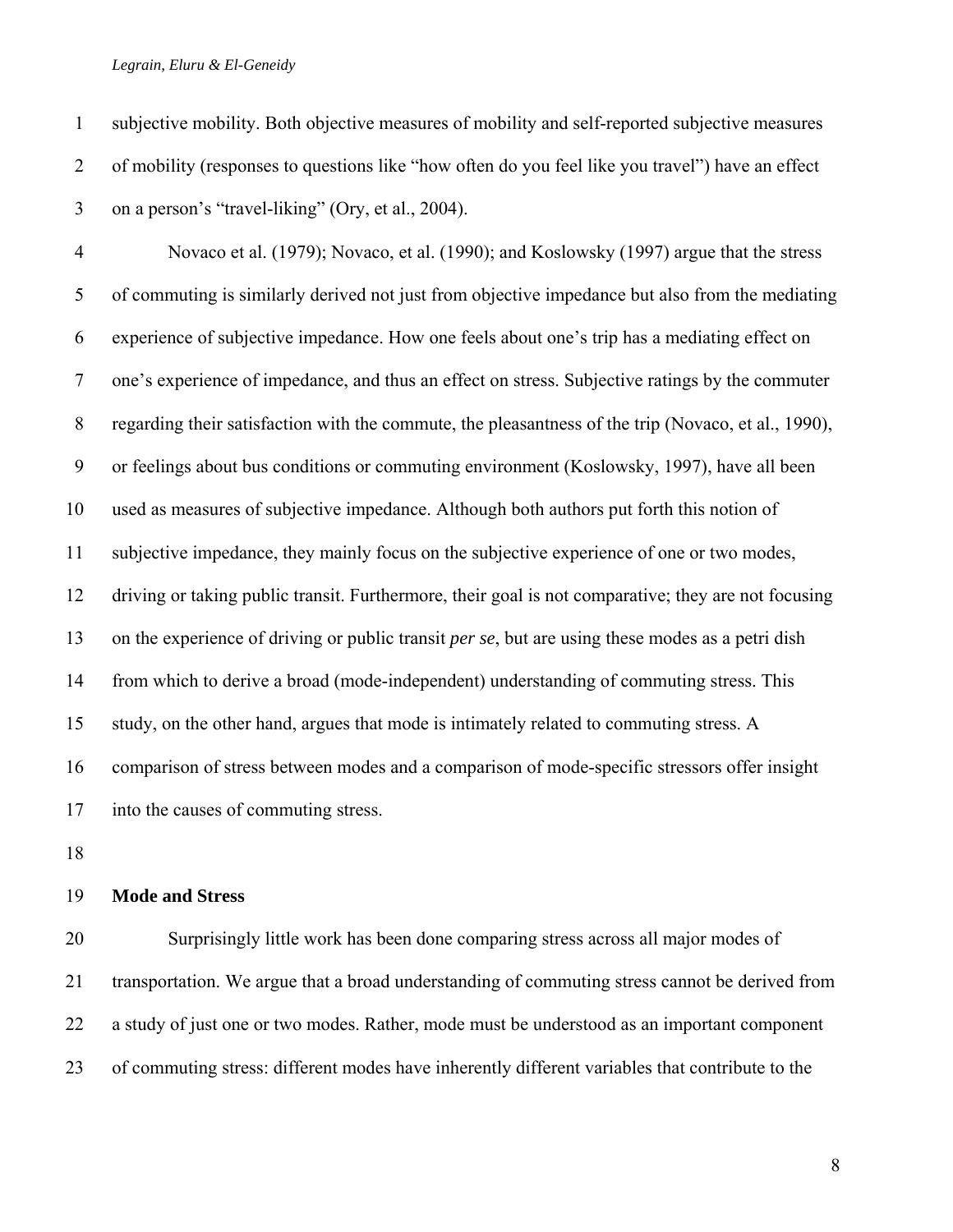subjective mobility. Both objective measures of mobility and self-reported subjective measures of mobility (responses to questions like "how often do you feel like you travel") have an effect on a person's "travel-liking" (Ory, et al., 2004).

Novaco et al. (1979); Novaco, et al. (1990); and Koslowsky (1997) argue that the stress of commuting is similarly derived not just from objective impedance but also from the mediating experience of subjective impedance. How one feels about one's trip has a mediating effect on one's experience of impedance, and thus an effect on stress. Subjective ratings by the commuter regarding their satisfaction with the commute, the pleasantness of the trip (Novaco, et al., 1990), or feelings about bus conditions or commuting environment (Koslowsky, 1997), have all been used as measures of subjective impedance. Although both authors put forth this notion of subjective impedance, they mainly focus on the subjective experience of one or two modes, driving or taking public transit. Furthermore, their goal is not comparative; they are not focusing on the experience of driving or public transit *per se*, but are using these modes as a petri dish from which to derive a broad (mode-independent) understanding of commuting stress. This study, on the other hand, argues that mode is intimately related to commuting stress. A comparison of stress between modes and a comparison of mode-specific stressors offer insight into the causes of commuting stress.

**Mode and Stress**

Surprisingly little work has been done comparing stress across all major modes of transportation. We argue that a broad understanding of commuting stress cannot be derived from a study of just one or two modes. Rather, mode must be understood as an important component of commuting stress: different modes have inherently different variables that contribute to the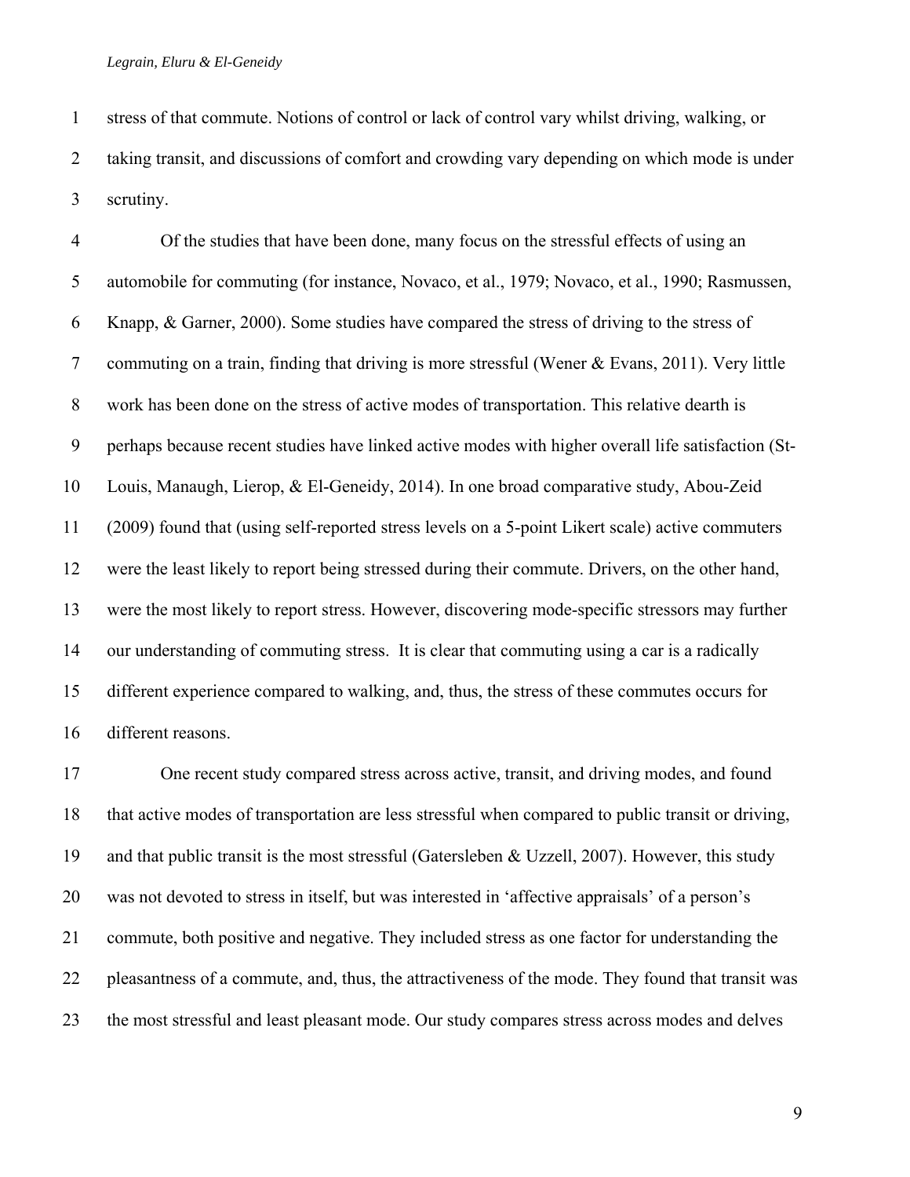stress of that commute. Notions of control or lack of control vary whilst driving, walking, or taking transit, and discussions of comfort and crowding vary depending on which mode is under scrutiny.

Of the studies that have been done, many focus on the stressful effects of using an automobile for commuting (for instance, Novaco, et al., 1979; Novaco, et al., 1990; Rasmussen, Knapp, & Garner, 2000). Some studies have compared the stress of driving to the stress of commuting on a train, finding that driving is more stressful (Wener & Evans, 2011). Very little work has been done on the stress of active modes of transportation. This relative dearth is perhaps because recent studies have linked active modes with higher overall life satisfaction (St-Louis, Manaugh, Lierop, & El-Geneidy, 2014). In one broad comparative study, Abou-Zeid (2009) found that (using self-reported stress levels on a 5-point Likert scale) active commuters were the least likely to report being stressed during their commute. Drivers, on the other hand, were the most likely to report stress. However, discovering mode-specific stressors may further our understanding of commuting stress. It is clear that commuting using a car is a radically different experience compared to walking, and, thus, the stress of these commutes occurs for different reasons.

One recent study compared stress across active, transit, and driving modes, and found that active modes of transportation are less stressful when compared to public transit or driving, and that public transit is the most stressful (Gatersleben & Uzzell, 2007). However, this study was not devoted to stress in itself, but was interested in 'affective appraisals' of a person's commute, both positive and negative. They included stress as one factor for understanding the pleasantness of a commute, and, thus, the attractiveness of the mode. They found that transit was the most stressful and least pleasant mode. Our study compares stress across modes and delves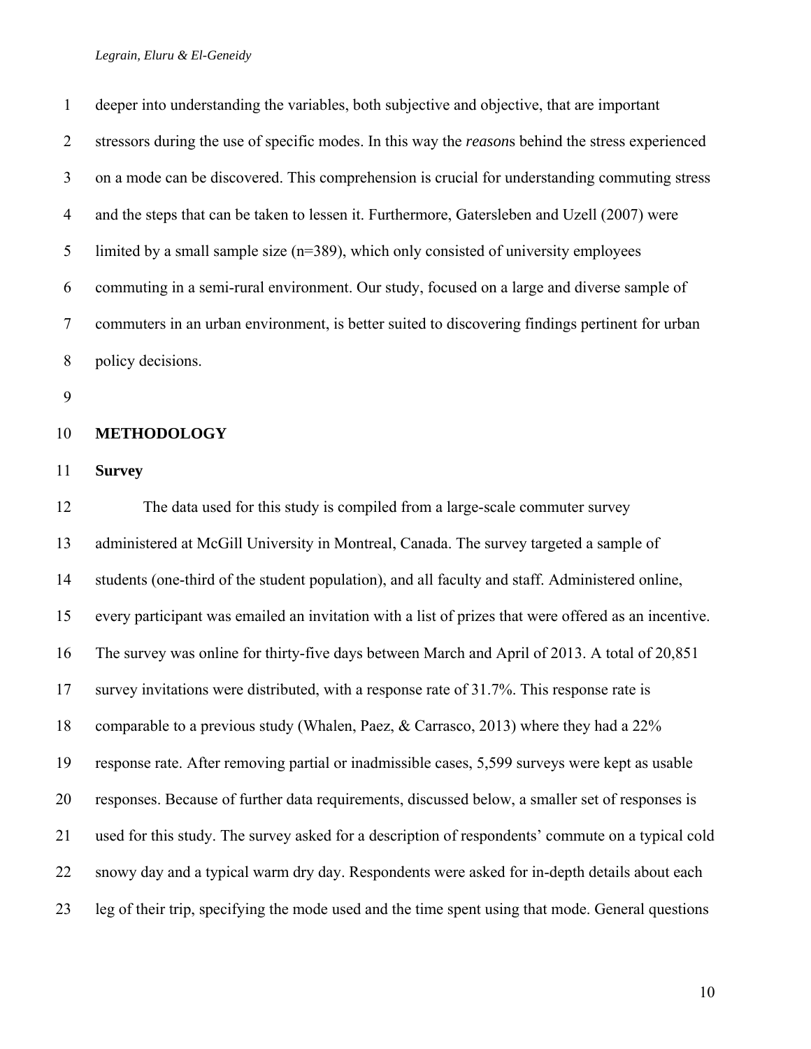deeper into understanding the variables, both subjective and objective, that are important stressors during the use of specific modes. In this way the *reason*s behind the stress experienced on a mode can be discovered. This comprehension is crucial for understanding commuting stress and the steps that can be taken to lessen it. Furthermore, Gatersleben and Uzell (2007) were limited by a small sample size (n=389), which only consisted of university employees commuting in a semi-rural environment. Our study, focused on a large and diverse sample of commuters in an urban environment, is better suited to discovering findings pertinent for urban policy decisions.

## METHODOLOGY

### Survey

The data used for this study is compiled from a large-scale commuter survey administered at McGill University in Montreal, Canada. The survey targeted a sample of students (one-third of the student population), and all faculty and staff. Administered online, every participant was emailed an invitation with a list of prizes that were offered as an incentive. The survey was online for thirty-five days between March and April of 2013. A total of 20,851 survey invitations were distributed, with a response rate of 31.7%. This response rate is comparable to a previous study (Whalen, Paez, & Carrasco, 2013) where they had a 22% response rate. After removing partial or inadmissible cases, 5,599 surveys were kept as usable responses. Because of further data requirements, discussed below, a smaller set of responses is used for this study. The survey asked for a description of respondents' commute on a typical cold snowy day and a typical warm dry day. Respondents were asked for in-depth details about each leg of their trip, specifying the mode used and the time spent using that mode. General questions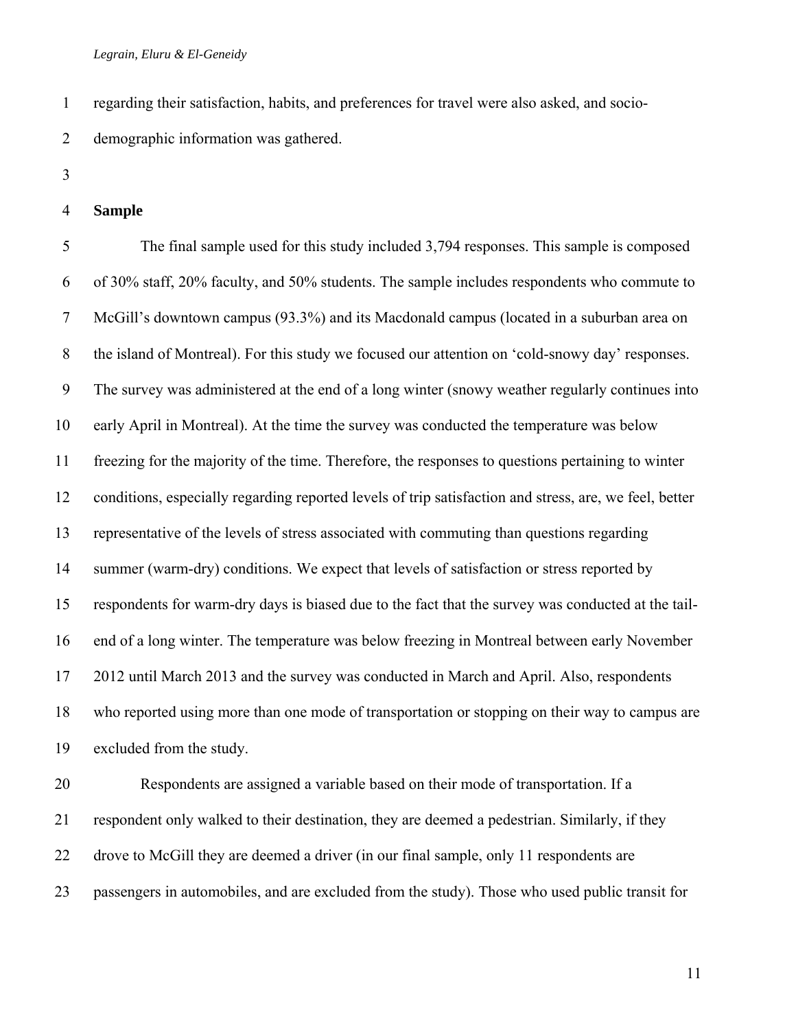regarding their satisfaction, habits, and preferences for travel were also asked, and socio-demographic information was gathered.

## Sample

The final sample used for this study included 3,794 responses. This sample is composed of 30% staff, 20% faculty, and 50% students. The sample includes respondents who commute to McGill's downtown campus (93.3%) and its Macdonald campus (located in a suburban area on the island of Montreal). For this study we focused our attention on 'cold-snowy day' responses. The survey was administered at the end of a long winter (snowy weather regularly continues into early April in Montreal). At the time the survey was conducted the temperature was below freezing for the majority of the time. Therefore, the responses to questions pertaining to winter conditions, especially regarding reported levels of trip satisfaction and stress, are, we feel, better representative of the levels of stress associated with commuting than questions regarding summer (warm-dry) conditions. We expect that levels of satisfaction or stress reported by respondents for warm-dry days is biased due to the fact that the survey was conducted at the tail-end of a long winter. The temperature was below freezing in Montreal between early November 2012 until March 2013 and the survey was conducted in March and April. Also, respondents who reported using more than one mode of transportation or stopping on their way to campus are excluded from the study.

Respondents are assigned a variable based on their mode of transportation. If a respondent only walked to their destination, they are deemed a pedestrian. Similarly, if they drove to McGill they are deemed a driver (in our final sample, only 11 respondents are passengers in automobiles, and are excluded from the study). Those who used public transit for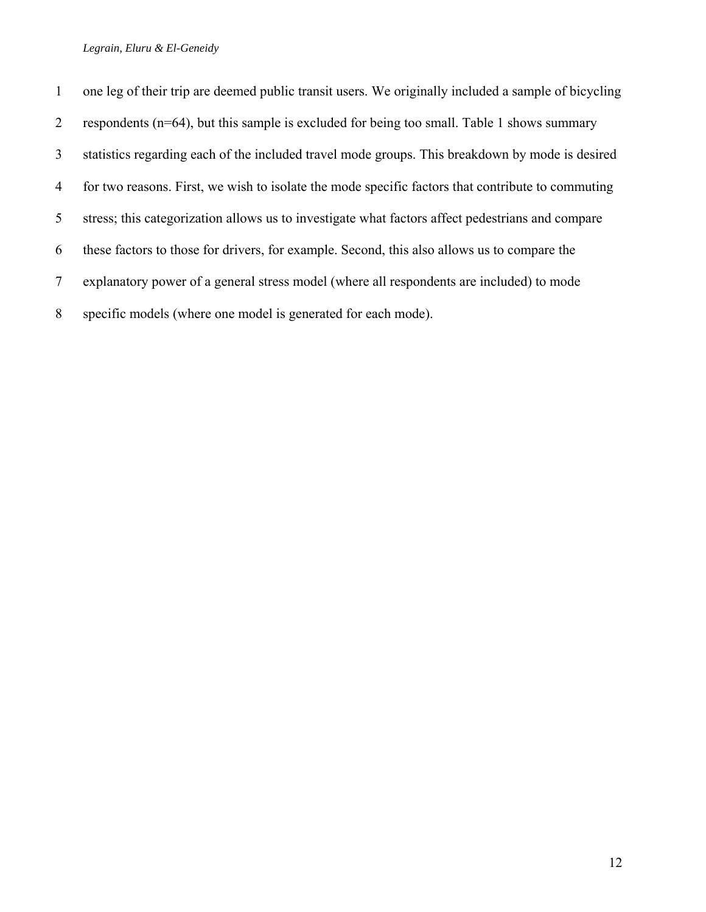one leg of their trip are deemed public transit users. We originally included a sample of bicycling respondents (n=64), but this sample is excluded for being too small. Table 1 shows summary statistics regarding each of the included travel mode groups. This breakdown by mode is desired for two reasons. First, we wish to isolate the mode specific factors that contribute to commuting stress; this categorization allows us to investigate what factors affect pedestrians and compare these factors to those for drivers, for example. Second, this also allows us to compare the explanatory power of a general stress model (where all respondents are included) to mode specific models (where one model is generated for each mode).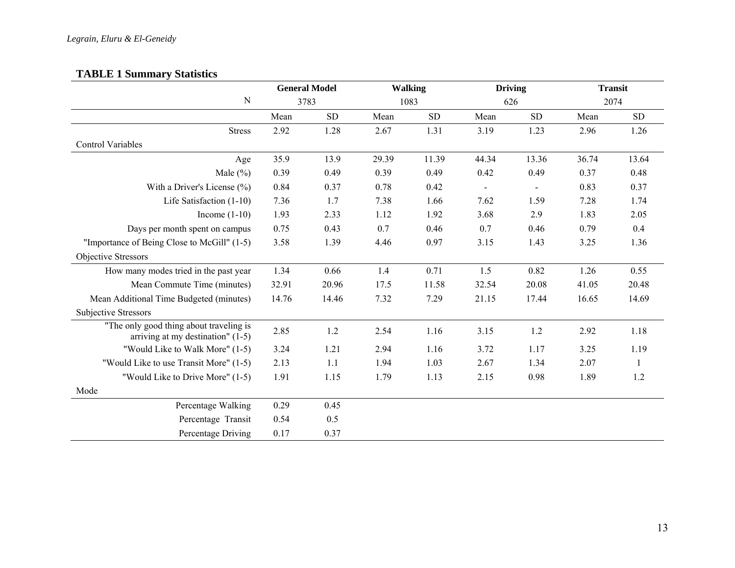**TABLE 1 Summary Statistics**

| | General Model | | Walking | | Driving | | Transit | |
|---|---|---|---|---|---|---|---|---|
| N | 3783 | | 1083 | | 626 | | 2074 | |
| | Mean | SD | Mean | SD | Mean | SD | Mean | SD |
| Stress | 2.92 | 1.28 | 2.67 | 1.31 | 3.19 | 1.23 | 2.96 | 1.26 |
| Control Variables | | | | | | | | |
| Age | 35.9 | 13.9 | 29.39 | 11.39 | 44.34 | 13.36 | 36.74 | 13.64 |
| Male (%) | 0.39 | 0.49 | 0.39 | 0.49 | 0.42 | 0.49 | 0.37 | 0.48 |
| With a Driver's License (%) | 0.84 | 0.37 | 0.78 | 0.42 | - | - | 0.83 | 0.37 |
| Life Satisfaction (1-10) | 7.36 | 1.7 | 7.38 | 1.66 | 7.62 | 1.59 | 7.28 | 1.74 |
| Income (1-10) | 1.93 | 2.33 | 1.12 | 1.92 | 3.68 | 2.9 | 1.83 | 2.05 |
| Days per month spent on campus | 0.75 | 0.43 | 0.7 | 0.46 | 0.7 | 0.46 | 0.79 | 0.4 |
| "Importance of Being Close to McGill" (1-5) | 3.58 | 1.39 | 4.46 | 0.97 | 3.15 | 1.43 | 3.25 | 1.36 |
| Objective Stressors | | | | | | | | |
| How many modes tried in the past year | 1.34 | 0.66 | 1.4 | 0.71 | 1.5 | 0.82 | 1.26 | 0.55 |
| Mean Commute Time (minutes) | 32.91 | 20.96 | 17.5 | 11.58 | 32.54 | 20.08 | 41.05 | 20.48 |
| Mean Additional Time Budgeted (minutes) | 14.76 | 14.46 | 7.32 | 7.29 | 21.15 | 17.44 | 16.65 | 14.69 |
| Subjective Stressors | | | | | | | | |
| "The only good thing about traveling is arriving at my destination" (1-5) | 2.85 | 1.2 | 2.54 | 1.16 | 3.15 | 1.2 | 2.92 | 1.18 |
| "Would Like to Walk More" (1-5) | 3.24 | 1.21 | 2.94 | 1.16 | 3.72 | 1.17 | 3.25 | 1.19 |
| "Would Like to use Transit More" (1-5) | 2.13 | 1.1 | 1.94 | 1.03 | 2.67 | 1.34 | 2.07 | 1 |
| "Would Like to Drive More" (1-5) | 1.91 | 1.15 | 1.79 | 1.13 | 2.15 | 0.98 | 1.89 | 1.2 |
| Mode | | | | | | | | |
| Percentage Walking | 0.29 | 0.45 | | | | | | |
| Percentage Transit | 0.54 | 0.5 | | | | | | |
| Percentage Driving | 0.17 | 0.37 | | | | | | |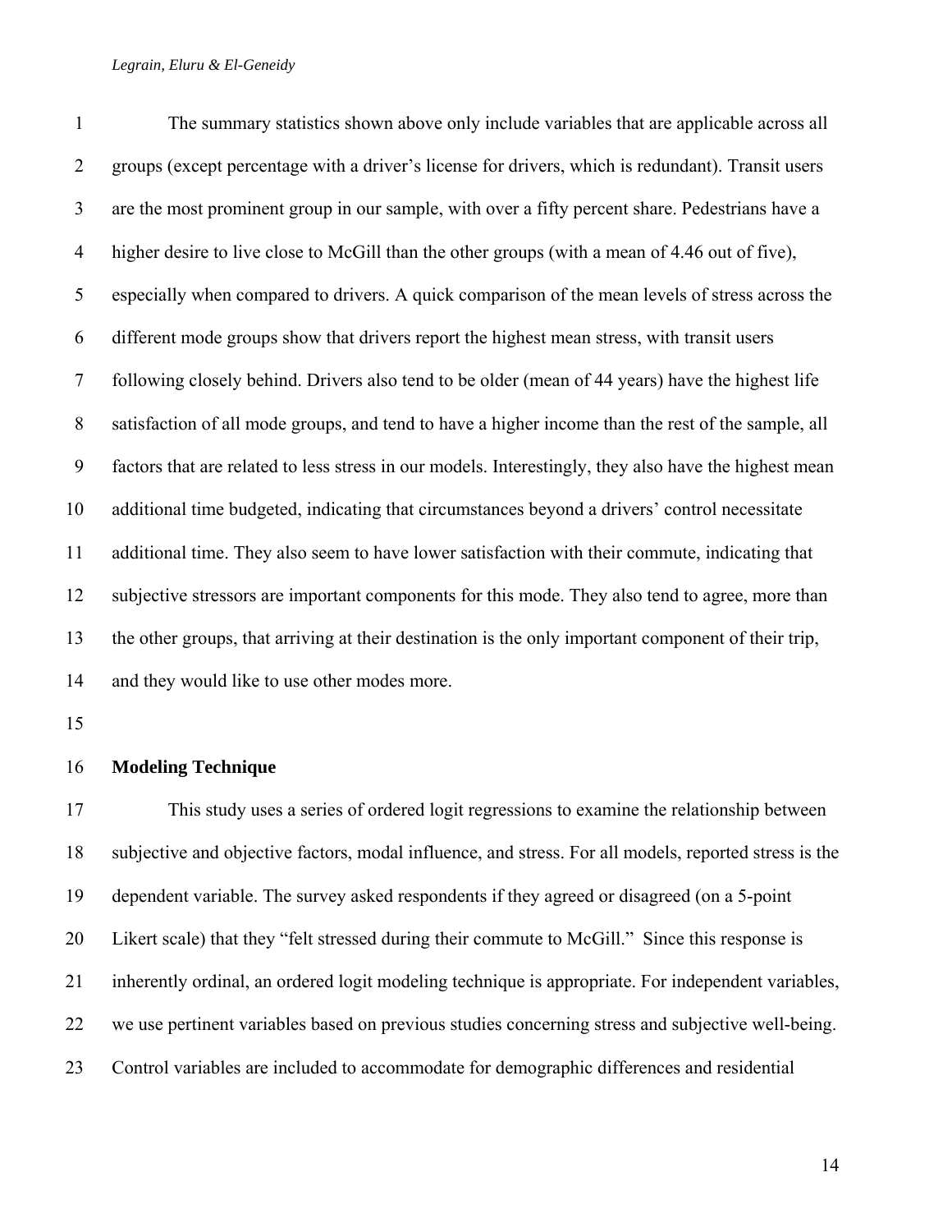The summary statistics shown above only include variables that are applicable across all groups (except percentage with a driver's license for drivers, which is redundant). Transit users are the most prominent group in our sample, with over a fifty percent share. Pedestrians have a higher desire to live close to McGill than the other groups (with a mean of 4.46 out of five), especially when compared to drivers. A quick comparison of the mean levels of stress across the different mode groups show that drivers report the highest mean stress, with transit users following closely behind. Drivers also tend to be older (mean of 44 years) have the highest life satisfaction of all mode groups, and tend to have a higher income than the rest of the sample, all factors that are related to less stress in our models. Interestingly, they also have the highest mean additional time budgeted, indicating that circumstances beyond a drivers' control necessitate additional time. They also seem to have lower satisfaction with their commute, indicating that subjective stressors are important components for this mode. They also tend to agree, more than the other groups, that arriving at their destination is the only important component of their trip, and they would like to use other modes more.

## Modeling Technique

This study uses a series of ordered logit regressions to examine the relationship between subjective and objective factors, modal influence, and stress. For all models, reported stress is the dependent variable. The survey asked respondents if they agreed or disagreed (on a 5-point Likert scale) that they "felt stressed during their commute to McGill." Since this response is inherently ordinal, an ordered logit modeling technique is appropriate. For independent variables, we use pertinent variables based on previous studies concerning stress and subjective well-being. Control variables are included to accommodate for demographic differences and residential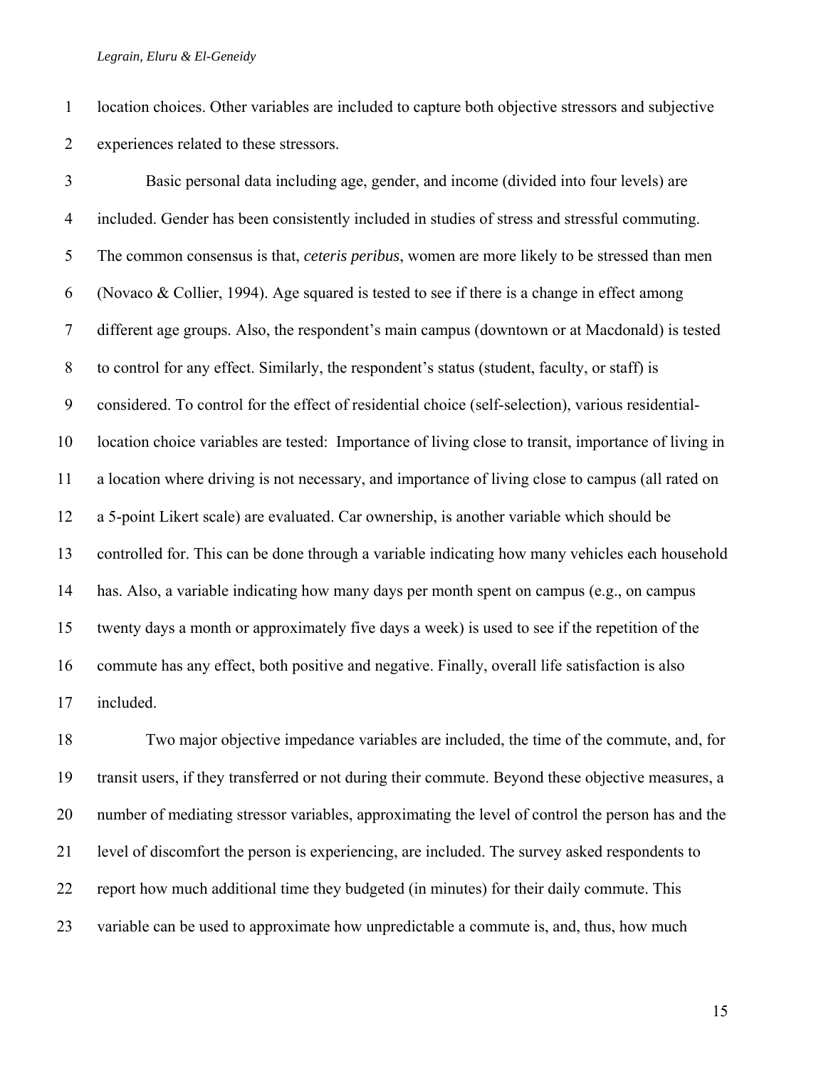location choices. Other variables are included to capture both objective stressors and subjective experiences related to these stressors.

Basic personal data including age, gender, and income (divided into four levels) are included. Gender has been consistently included in studies of stress and stressful commuting. The common consensus is that, *ceteris peribus*, women are more likely to be stressed than men (Novaco & Collier, 1994). Age squared is tested to see if there is a change in effect among different age groups. Also, the respondent's main campus (downtown or at Macdonald) is tested to control for any effect. Similarly, the respondent's status (student, faculty, or staff) is considered. To control for the effect of residential choice (self-selection), various residential-location choice variables are tested: Importance of living close to transit, importance of living in a location where driving is not necessary, and importance of living close to campus (all rated on a 5-point Likert scale) are evaluated. Car ownership, is another variable which should be controlled for. This can be done through a variable indicating how many vehicles each household has. Also, a variable indicating how many days per month spent on campus (e.g., on campus twenty days a month or approximately five days a week) is used to see if the repetition of the commute has any effect, both positive and negative. Finally, overall life satisfaction is also included.

Two major objective impedance variables are included, the time of the commute, and, for transit users, if they transferred or not during their commute. Beyond these objective measures, a number of mediating stressor variables, approximating the level of control the person has and the level of discomfort the person is experiencing, are included. The survey asked respondents to report how much additional time they budgeted (in minutes) for their daily commute. This variable can be used to approximate how unpredictable a commute is, and, thus, how much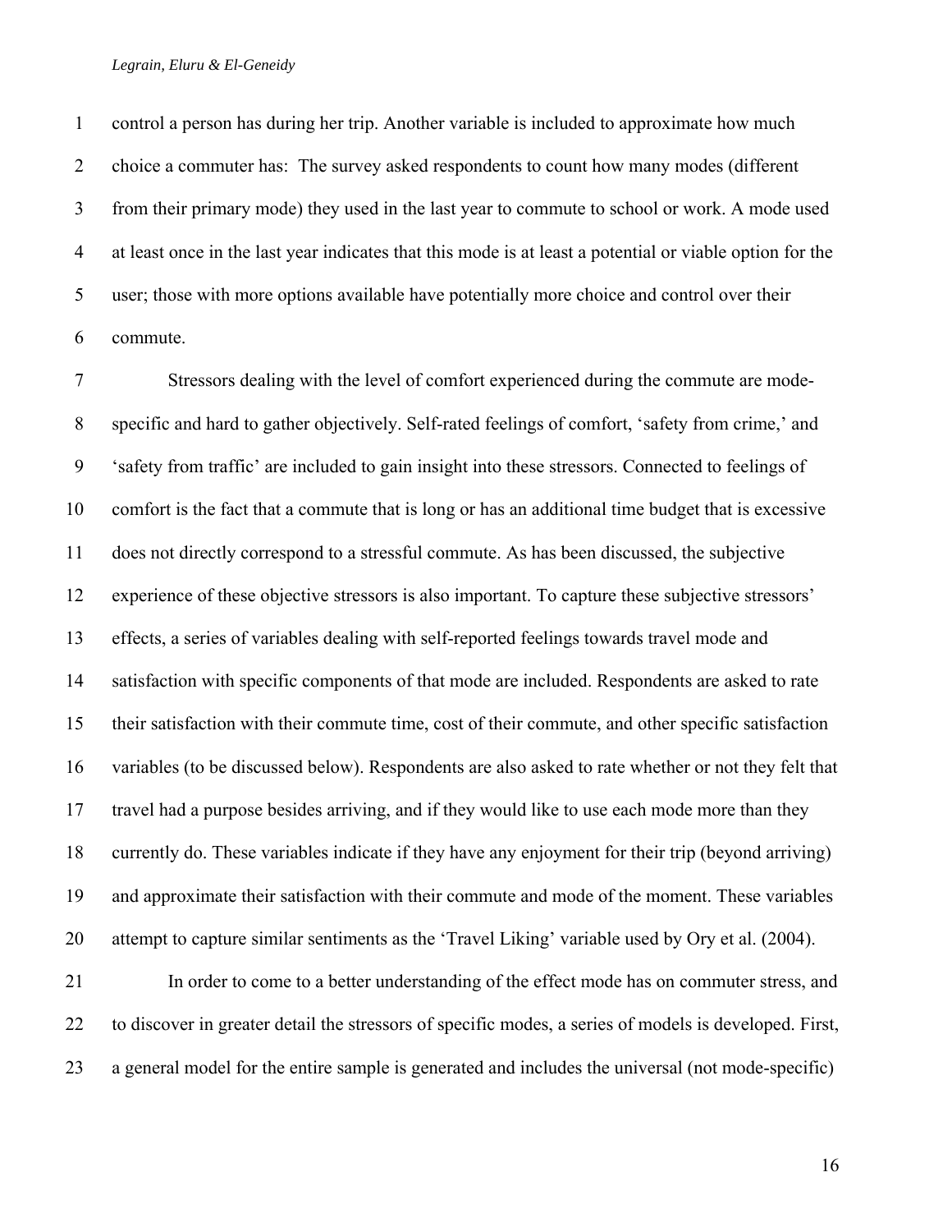control a person has during her trip. Another variable is included to approximate how much choice a commuter has: The survey asked respondents to count how many modes (different from their primary mode) they used in the last year to commute to school or work. A mode used at least once in the last year indicates that this mode is at least a potential or viable option for the user; those with more options available have potentially more choice and control over their commute.

Stressors dealing with the level of comfort experienced during the commute are mode-specific and hard to gather objectively. Self-rated feelings of comfort, 'safety from crime,' and 'safety from traffic' are included to gain insight into these stressors. Connected to feelings of comfort is the fact that a commute that is long or has an additional time budget that is excessive does not directly correspond to a stressful commute. As has been discussed, the subjective experience of these objective stressors is also important. To capture these subjective stressors' effects, a series of variables dealing with self-reported feelings towards travel mode and satisfaction with specific components of that mode are included. Respondents are asked to rate their satisfaction with their commute time, cost of their commute, and other specific satisfaction variables (to be discussed below). Respondents are also asked to rate whether or not they felt that travel had a purpose besides arriving, and if they would like to use each mode more than they currently do. These variables indicate if they have any enjoyment for their trip (beyond arriving) and approximate their satisfaction with their commute and mode of the moment. These variables attempt to capture similar sentiments as the 'Travel Liking' variable used by Ory et al. (2004).

In order to come to a better understanding of the effect mode has on commuter stress, and to discover in greater detail the stressors of specific modes, a series of models is developed. First, a general model for the entire sample is generated and includes the universal (not mode-specific)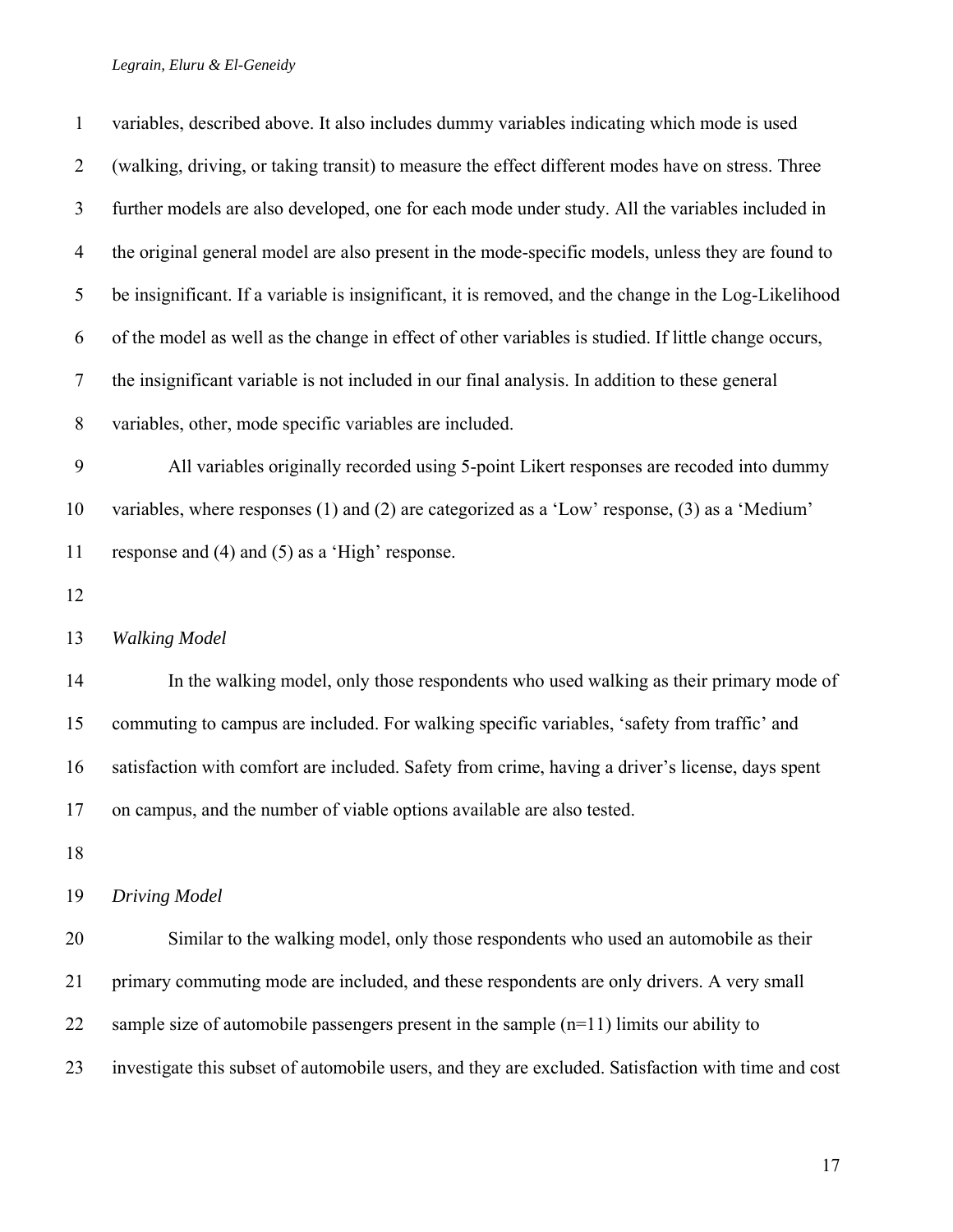variables, described above. It also includes dummy variables indicating which mode is used (walking, driving, or taking transit) to measure the effect different modes have on stress. Three further models are also developed, one for each mode under study. All the variables included in the original general model are also present in the mode-specific models, unless they are found to be insignificant. If a variable is insignificant, it is removed, and the change in the Log-Likelihood of the model as well as the change in effect of other variables is studied. If little change occurs, the insignificant variable is not included in our final analysis. In addition to these general variables, other, mode specific variables are included.

All variables originally recorded using 5-point Likert responses are recoded into dummy variables, where responses (1) and (2) are categorized as a 'Low' response, (3) as a 'Medium' response and (4) and (5) as a 'High' response.

*Walking Model*

In the walking model, only those respondents who used walking as their primary mode of commuting to campus are included. For walking specific variables, 'safety from traffic' and satisfaction with comfort are included. Safety from crime, having a driver's license, days spent on campus, and the number of viable options available are also tested.

*Driving Model*

Similar to the walking model, only those respondents who used an automobile as their primary commuting mode are included, and these respondents are only drivers. A very small sample size of automobile passengers present in the sample (n=11) limits our ability to investigate this subset of automobile users, and they are excluded. Satisfaction with time and cost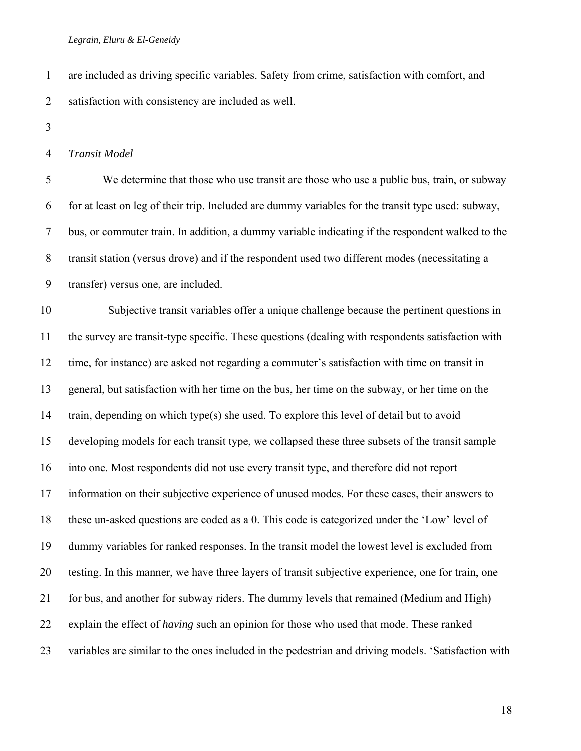are included as driving specific variables. Safety from crime, satisfaction with comfort, and satisfaction with consistency are included as well.

*Transit Model*

We determine that those who use transit are those who use a public bus, train, or subway for at least on leg of their trip. Included are dummy variables for the transit type used: subway, bus, or commuter train. In addition, a dummy variable indicating if the respondent walked to the transit station (versus drove) and if the respondent used two different modes (necessitating a transfer) versus one, are included.

Subjective transit variables offer a unique challenge because the pertinent questions in the survey are transit-type specific. These questions (dealing with respondents satisfaction with time, for instance) are asked not regarding a commuter's satisfaction with time on transit in general, but satisfaction with her time on the bus, her time on the subway, or her time on the train, depending on which type(s) she used. To explore this level of detail but to avoid developing models for each transit type, we collapsed these three subsets of the transit sample into one. Most respondents did not use every transit type, and therefore did not report information on their subjective experience of unused modes. For these cases, their answers to these un-asked questions are coded as a 0. This code is categorized under the 'Low' level of dummy variables for ranked responses. In the transit model the lowest level is excluded from testing. In this manner, we have three layers of transit subjective experience, one for train, one for bus, and another for subway riders. The dummy levels that remained (Medium and High) explain the effect of *having* such an opinion for those who used that mode. These ranked variables are similar to the ones included in the pedestrian and driving models. 'Satisfaction with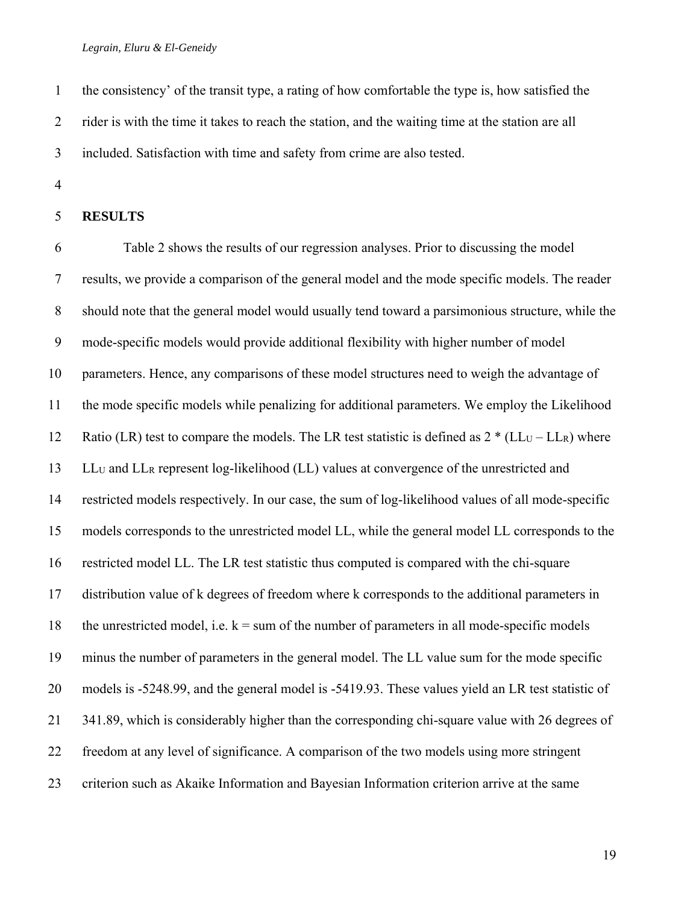the consistency' of the transit type, a rating of how comfortable the type is, how satisfied the rider is with the time it takes to reach the station, and the waiting time at the station are all included. Satisfaction with time and safety from crime are also tested.

## RESULTS

Table 2 shows the results of our regression analyses. Prior to discussing the model results, we provide a comparison of the general model and the mode specific models. The reader should note that the general model would usually tend toward a parsimonious structure, while the mode-specific models would provide additional flexibility with higher number of model parameters. Hence, any comparisons of these model structures need to weigh the advantage of the mode specific models while penalizing for additional parameters. We employ the Likelihood Ratio (LR) test to compare the models. The LR test statistic is defined as $2 * (LL_U - LL_R)$ where $LL_U$ and $LL_R$ represent log-likelihood (LL) values at convergence of the unrestricted and restricted models respectively. In our case, the sum of log-likelihood values of all mode-specific models corresponds to the unrestricted model LL, while the general model LL corresponds to the restricted model LL. The LR test statistic thus computed is compared with the chi-square distribution value of k degrees of freedom where k corresponds to the additional parameters in the unrestricted model, i.e. k = sum of the number of parameters in all mode-specific models minus the number of parameters in the general model. The LL value sum for the mode specific models is -5248.99, and the general model is -5419.93. These values yield an LR test statistic of 341.89, which is considerably higher than the corresponding chi-square value with 26 degrees of freedom at any level of significance. A comparison of the two models using more stringent criterion such as Akaike Information and Bayesian Information criterion arrive at the same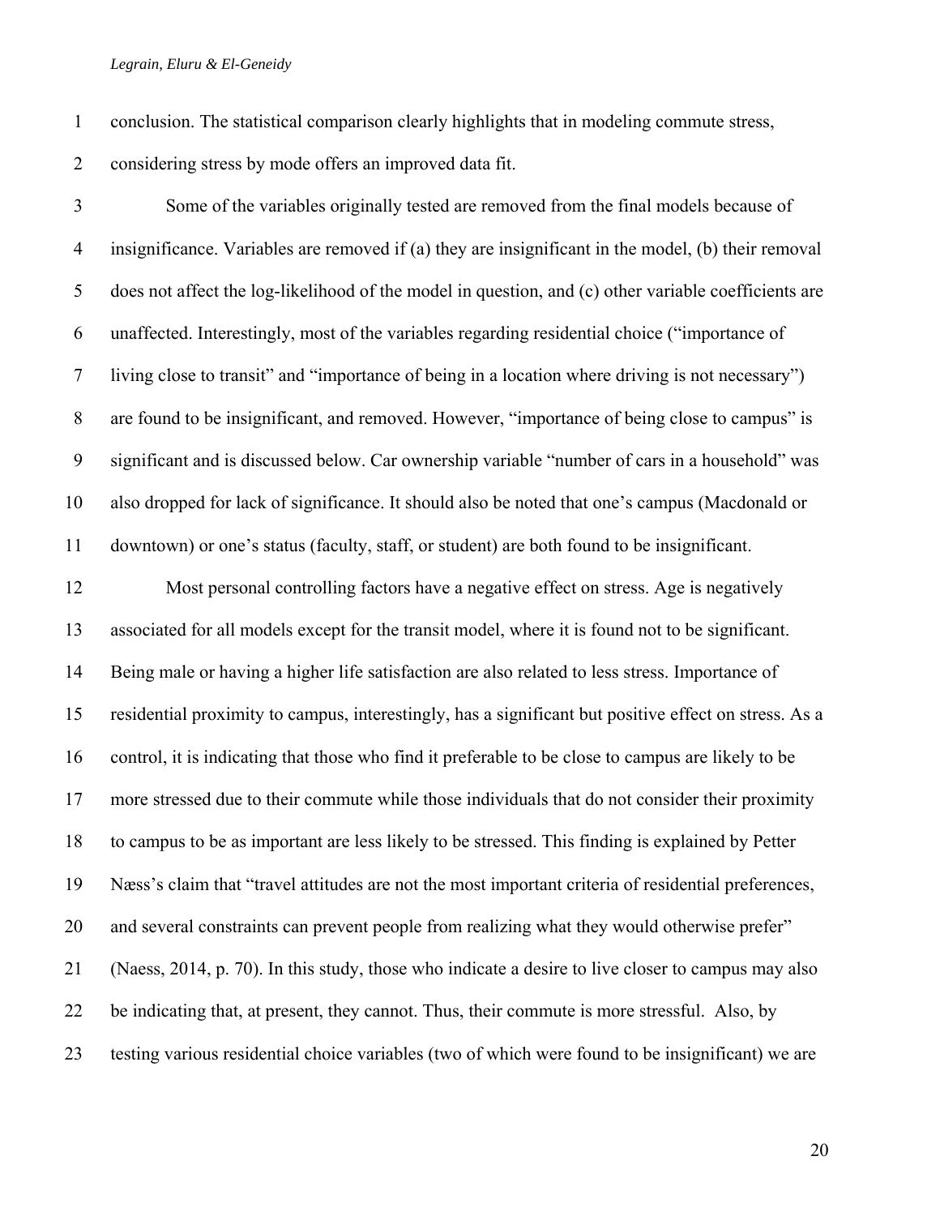conclusion. The statistical comparison clearly highlights that in modeling commute stress, considering stress by mode offers an improved data fit.

Some of the variables originally tested are removed from the final models because of insignificance. Variables are removed if (a) they are insignificant in the model, (b) their removal does not affect the log-likelihood of the model in question, and (c) other variable coefficients are unaffected. Interestingly, most of the variables regarding residential choice ("importance of living close to transit" and "importance of being in a location where driving is not necessary") are found to be insignificant, and removed. However, "importance of being close to campus" is significant and is discussed below. Car ownership variable "number of cars in a household" was also dropped for lack of significance. It should also be noted that one's campus (Macdonald or downtown) or one's status (faculty, staff, or student) are both found to be insignificant.

Most personal controlling factors have a negative effect on stress. Age is negatively associated for all models except for the transit model, where it is found not to be significant. Being male or having a higher life satisfaction are also related to less stress. Importance of residential proximity to campus, interestingly, has a significant but positive effect on stress. As a control, it is indicating that those who find it preferable to be close to campus are likely to be more stressed due to their commute while those individuals that do not consider their proximity to campus to be as important are less likely to be stressed. This finding is explained by Petter Næss's claim that "travel attitudes are not the most important criteria of residential preferences, and several constraints can prevent people from realizing what they would otherwise prefer" (Naess, 2014, p. 70). In this study, those who indicate a desire to live closer to campus may also be indicating that, at present, they cannot. Thus, their commute is more stressful. Also, by testing various residential choice variables (two of which were found to be insignificant) we are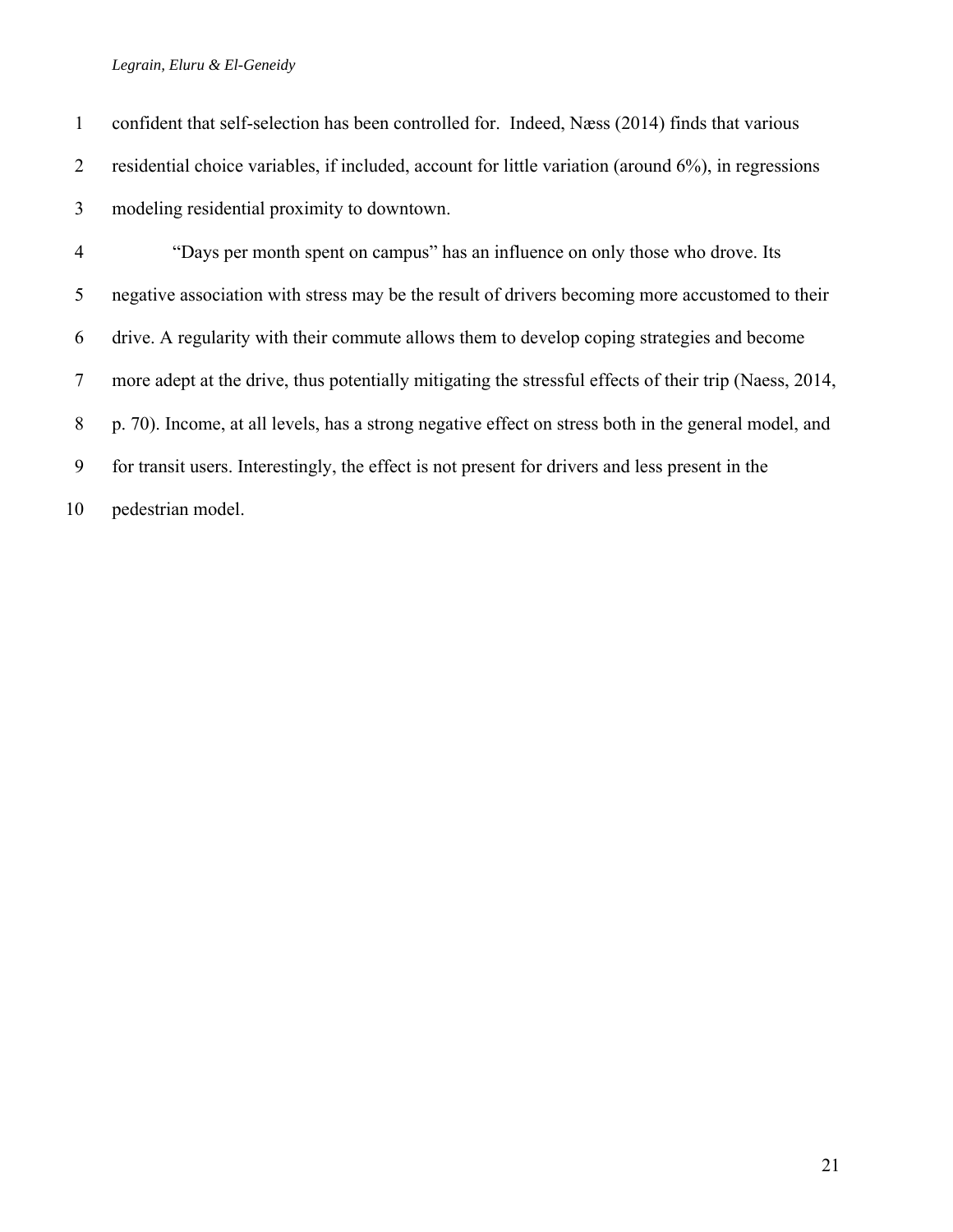confident that self-selection has been controlled for. Indeed, Næss (2014) finds that various residential choice variables, if included, account for little variation (around 6%), in regressions modeling residential proximity to downtown.

"Days per month spent on campus" has an influence on only those who drove. Its negative association with stress may be the result of drivers becoming more accustomed to their drive. A regularity with their commute allows them to develop coping strategies and become more adept at the drive, thus potentially mitigating the stressful effects of their trip (Naess, 2014, p. 70). Income, at all levels, has a strong negative effect on stress both in the general model, and for transit users. Interestingly, the effect is not present for drivers and less present in the pedestrian model.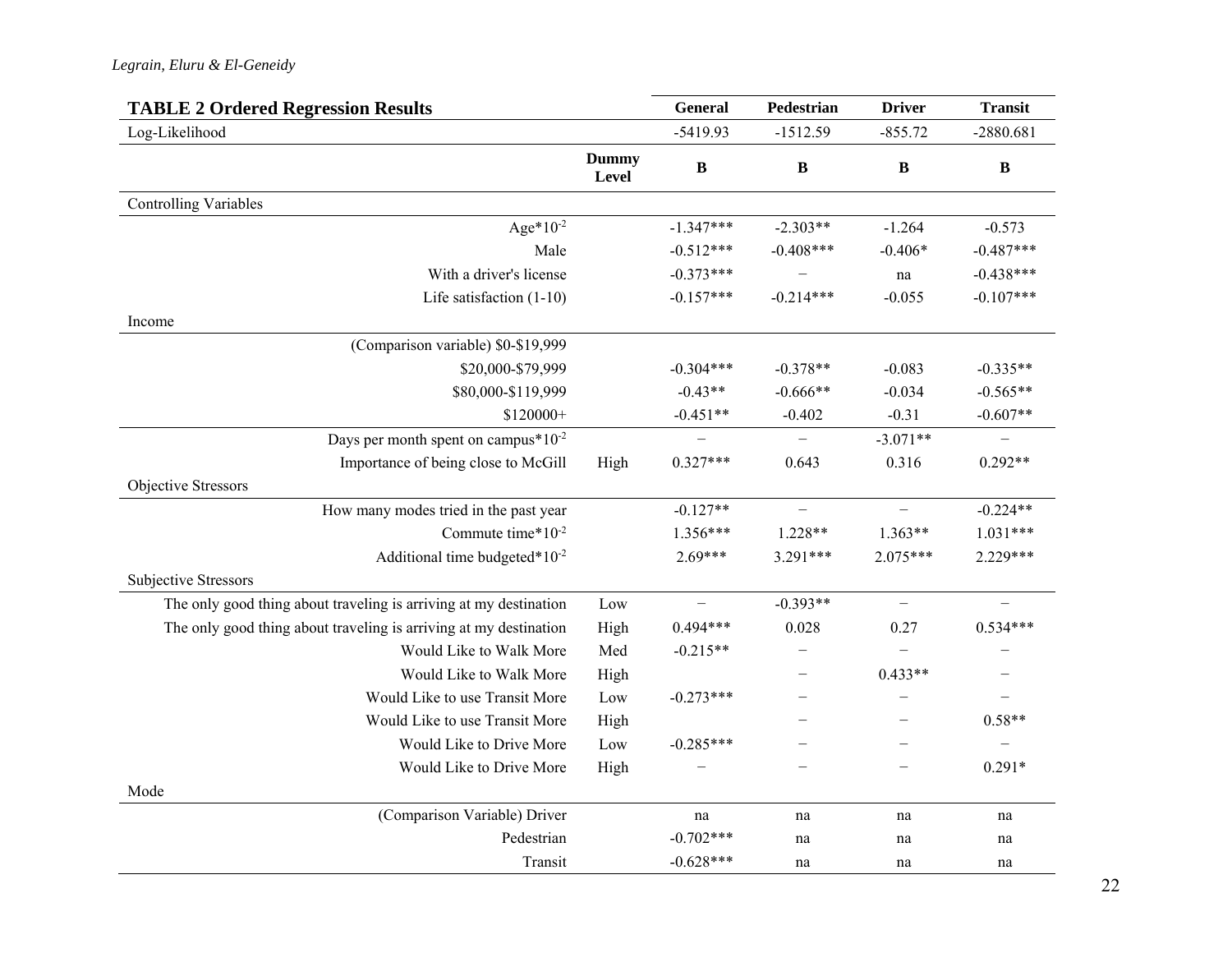**TABLE 2 Ordered Regression Results**

| | | General | Pedestrian | Driver | Transit |
|---|---|---|---|---|---|
| Log-Likelihood | | -5419.93 | -1512.59 | -855.72 | -2880.681 |
| | **Dummy Level** | **B** | **B** | **B** | **B** |
| Controlling Variables | | | | | |
| Age*$10^{-2}$ | | -1.347*** | -2.303** | -1.264 | -0.573 |
| Male | | -0.512*** | -0.408*** | -0.406* | -0.487*** |
| With a driver's license | | -0.373*** | – | na | -0.438*** |
| Life satisfaction (1-10) | | -0.157*** | -0.214*** | -0.055 | -0.107*** |
| Income | | | | | |
| (Comparison variable) $0-$19,999 | | | | | |
| $20,000-$79,999 | | -0.304*** | -0.378** | -0.083 | -0.335** |
| $80,000-$119,999 | | -0.43** | -0.666** | -0.034 | -0.565** |
| $120000+ | | -0.451** | -0.402 | -0.31 | -0.607** |
| Days per month spent on campus*$10^{-2}$ | | – | – | -3.071** | – |
| Importance of being close to McGill | High | 0.327*** | 0.643 | 0.316 | 0.292** |
| Objective Stressors | | | | | |
| How many modes tried in the past year | | -0.127** | – | – | -0.224** |
| Commute time*$10^{-2}$ | | 1.356*** | 1.228** | 1.363** | 1.031*** |
| Additional time budgeted*$10^{-2}$ | | 2.69*** | 3.291*** | 2.075*** | 2.229*** |
| Subjective Stressors | | | | | |
| The only good thing about traveling is arriving at my destination | Low | – | -0.393** | – | – |
| The only good thing about traveling is arriving at my destination | High | 0.494*** | 0.028 | 0.27 | 0.534*** |
| Would Like to Walk More | Med | -0.215** | – | – | – |
| Would Like to Walk More | High | | – | 0.433** | – |
| Would Like to use Transit More | Low | -0.273*** | – | – | – |
| Would Like to use Transit More | High | | – | – | 0.58** |
| Would Like to Drive More | Low | -0.285*** | – | – | – |
| Would Like to Drive More | High | – | – | – | 0.291* |
| Mode | | | | | |
| (Comparison Variable) Driver | | na | na | na | na |
| Pedestrian | | -0.702*** | na | na | na |
| Transit | | -0.628*** | na | na | na |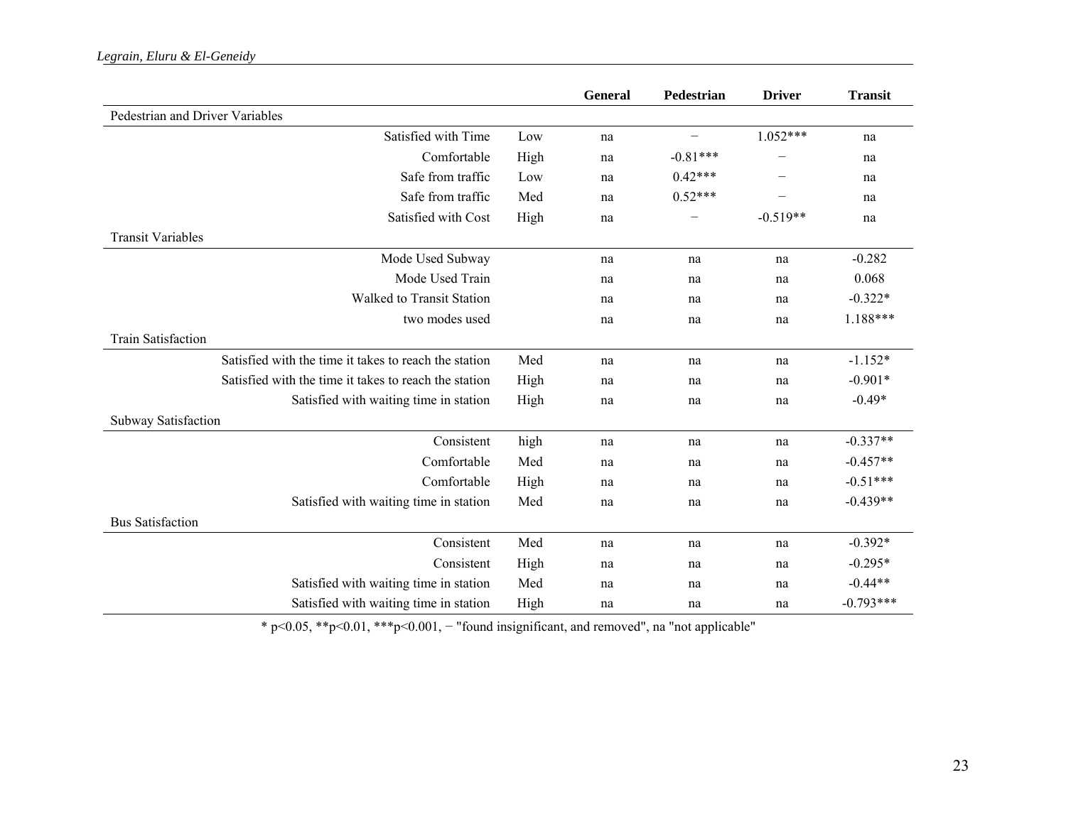| | | General | Pedestrian | Driver | Transit |
|---|---|---|---|---|---|
| Pedestrian and Driver Variables | | | | | |
| Satisfied with Time | Low | na | − | 1.052*** | na |
| Comfortable | High | na | -0.81*** | − | na |
| Safe from traffic | Low | na | 0.42*** | − | na |
| Safe from traffic | Med | na | 0.52*** | − | na |
| Satisfied with Cost | High | na | − | -0.519** | na |
| Transit Variables | | | | | |
| Mode Used Subway | | na | na | na | -0.282 |
| Mode Used Train | | na | na | na | 0.068 |
| Walked to Transit Station | | na | na | na | -0.322* |
| two modes used | | na | na | na | 1.188*** |
| Train Satisfaction | | | | | |
| Satisfied with the time it takes to reach the station | Med | na | na | na | -1.152* |
| Satisfied with the time it takes to reach the station | High | na | na | na | -0.901* |
| Satisfied with waiting time in station | High | na | na | na | -0.49* |
| Subway Satisfaction | | | | | |
| Consistent | high | na | na | na | -0.337** |
| Comfortable | Med | na | na | na | -0.457** |
| Comfortable | High | na | na | na | -0.51*** |
| Satisfied with waiting time in station | Med | na | na | na | -0.439** |
| Bus Satisfaction | | | | | |
| Consistent | Med | na | na | na | -0.392* |
| Consistent | High | na | na | na | -0.295* |
| Satisfied with waiting time in station | Med | na | na | na | -0.44** |
| Satisfied with waiting time in station | High | na | na | na | -0.793*** |

* $p<0.05$, ** $p<0.01$, *** $p<0.001$, − "found insignificant, and removed", na "not applicable"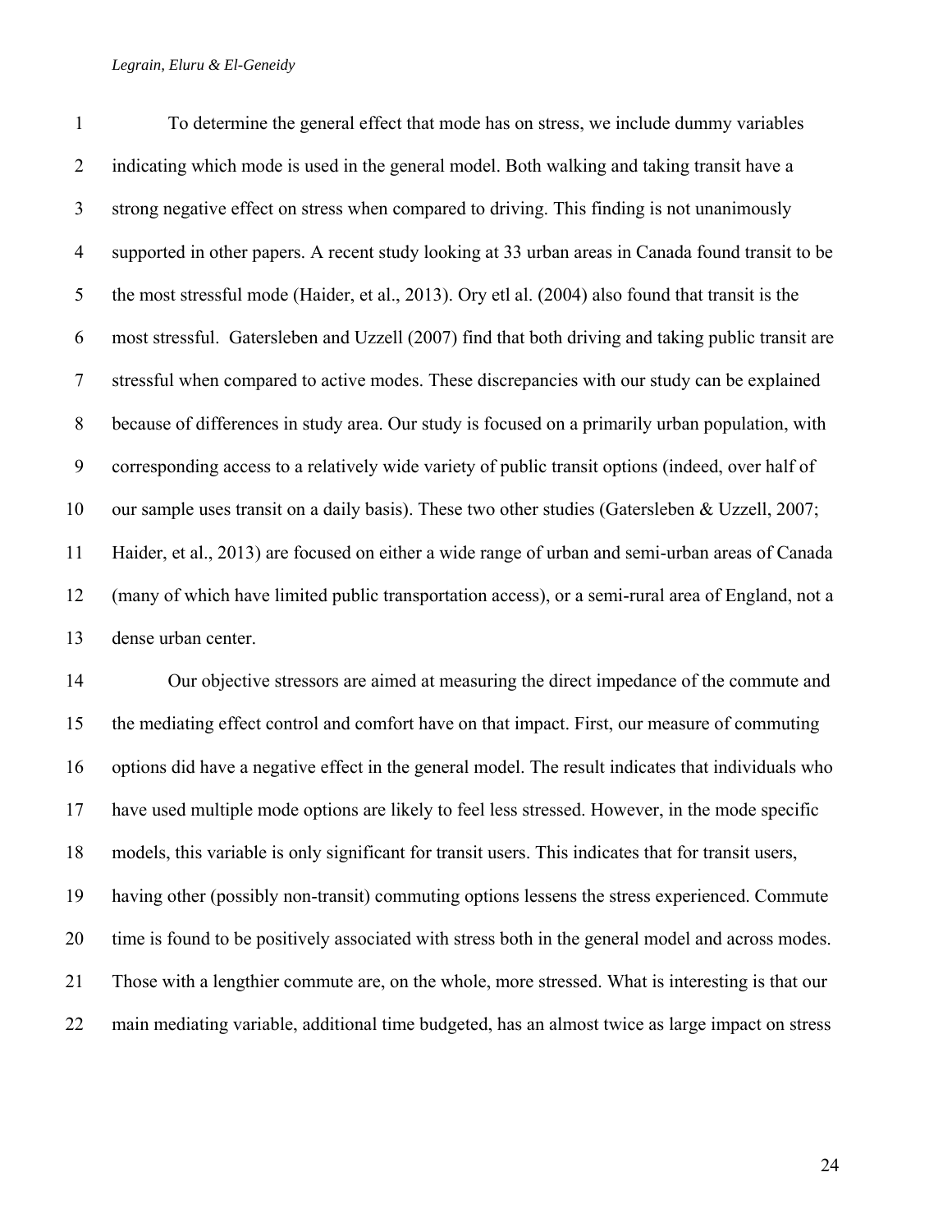To determine the general effect that mode has on stress, we include dummy variables indicating which mode is used in the general model. Both walking and taking transit have a strong negative effect on stress when compared to driving. This finding is not unanimously supported in other papers. A recent study looking at 33 urban areas in Canada found transit to be the most stressful mode (Haider, et al., 2013). Ory etl al. (2004) also found that transit is the most stressful. Gatersleben and Uzzell (2007) find that both driving and taking public transit are stressful when compared to active modes. These discrepancies with our study can be explained because of differences in study area. Our study is focused on a primarily urban population, with corresponding access to a relatively wide variety of public transit options (indeed, over half of our sample uses transit on a daily basis). These two other studies (Gatersleben & Uzzell, 2007; Haider, et al., 2013) are focused on either a wide range of urban and semi-urban areas of Canada (many of which have limited public transportation access), or a semi-rural area of England, not a dense urban center.

Our objective stressors are aimed at measuring the direct impedance of the commute and the mediating effect control and comfort have on that impact. First, our measure of commuting options did have a negative effect in the general model. The result indicates that individuals who have used multiple mode options are likely to feel less stressed. However, in the mode specific models, this variable is only significant for transit users. This indicates that for transit users, having other (possibly non-transit) commuting options lessens the stress experienced. Commute time is found to be positively associated with stress both in the general model and across modes. Those with a lengthier commute are, on the whole, more stressed. What is interesting is that our main mediating variable, additional time budgeted, has an almost twice as large impact on stress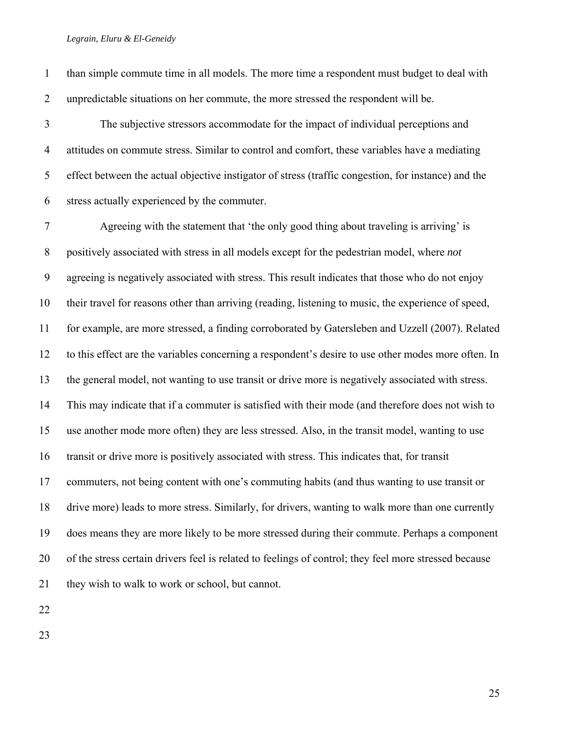than simple commute time in all models. The more time a respondent must budget to deal with unpredictable situations on her commute, the more stressed the respondent will be.

The subjective stressors accommodate for the impact of individual perceptions and attitudes on commute stress. Similar to control and comfort, these variables have a mediating effect between the actual objective instigator of stress (traffic congestion, for instance) and the stress actually experienced by the commuter.

Agreeing with the statement that 'the only good thing about traveling is arriving' is positively associated with stress in all models except for the pedestrian model, where *not* agreeing is negatively associated with stress. This result indicates that those who do not enjoy their travel for reasons other than arriving (reading, listening to music, the experience of speed, for example, are more stressed, a finding corroborated by Gatersleben and Uzzell (2007). Related to this effect are the variables concerning a respondent's desire to use other modes more often. In the general model, not wanting to use transit or drive more is negatively associated with stress. This may indicate that if a commuter is satisfied with their mode (and therefore does not wish to use another mode more often) they are less stressed. Also, in the transit model, wanting to use transit or drive more is positively associated with stress. This indicates that, for transit commuters, not being content with one's commuting habits (and thus wanting to use transit or drive more) leads to more stress. Similarly, for drivers, wanting to walk more than one currently does means they are more likely to be more stressed during their commute. Perhaps a component of the stress certain drivers feel is related to feelings of control; they feel more stressed because they wish to walk to work or school, but cannot.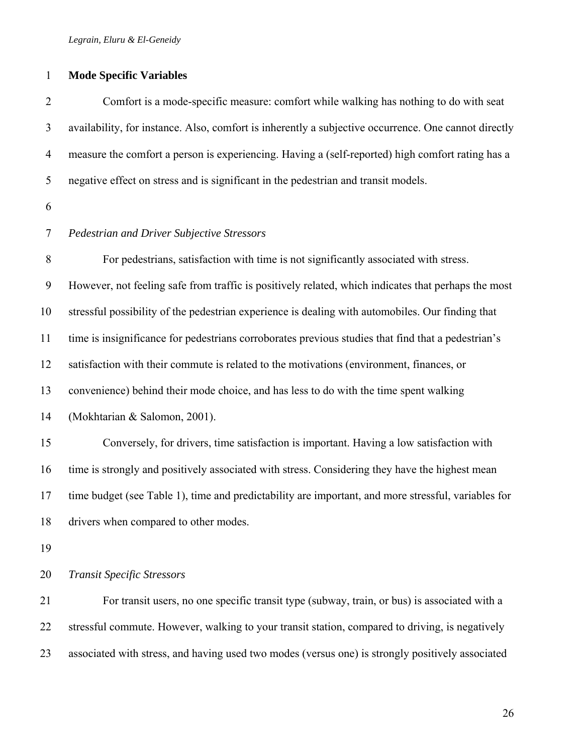**Mode Specific Variables**

Comfort is a mode-specific measure: comfort while walking has nothing to do with seat availability, for instance. Also, comfort is inherently a subjective occurrence. One cannot directly measure the comfort a person is experiencing. Having a (self-reported) high comfort rating has a negative effect on stress and is significant in the pedestrian and transit models.

*Pedestrian and Driver Subjective Stressors*

For pedestrians, satisfaction with time is not significantly associated with stress. However, not feeling safe from traffic is positively related, which indicates that perhaps the most stressful possibility of the pedestrian experience is dealing with automobiles. Our finding that time is insignificance for pedestrians corroborates previous studies that find that a pedestrian's satisfaction with their commute is related to the motivations (environment, finances, or convenience) behind their mode choice, and has less to do with the time spent walking (Mokhtarian & Salomon, 2001).

Conversely, for drivers, time satisfaction is important. Having a low satisfaction with time is strongly and positively associated with stress. Considering they have the highest mean time budget (see Table 1), time and predictability are important, and more stressful, variables for drivers when compared to other modes.

*Transit Specific Stressors*

For transit users, no one specific transit type (subway, train, or bus) is associated with a stressful commute. However, walking to your transit station, compared to driving, is negatively associated with stress, and having used two modes (versus one) is strongly positively associated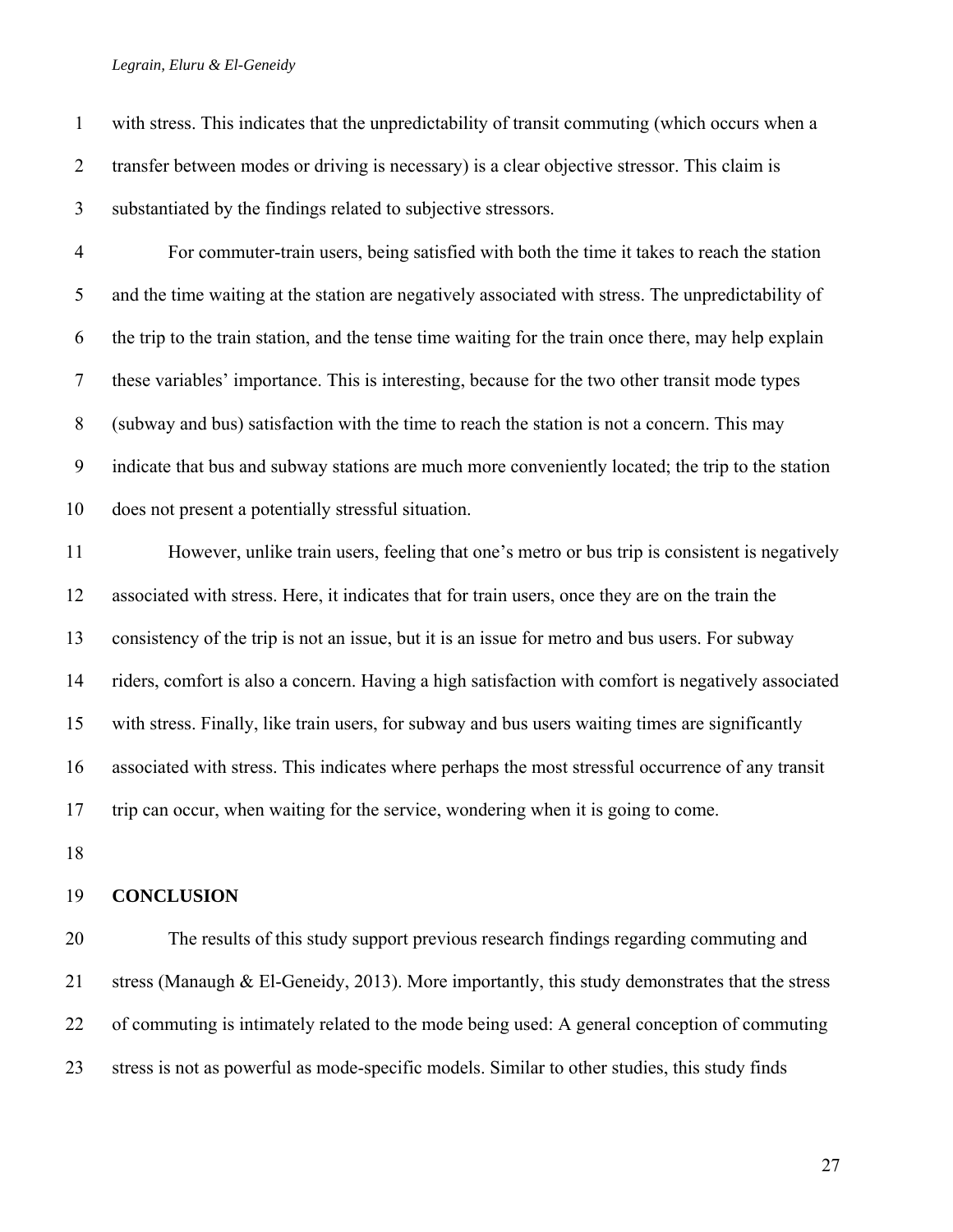with stress. This indicates that the unpredictability of transit commuting (which occurs when a transfer between modes or driving is necessary) is a clear objective stressor. This claim is substantiated by the findings related to subjective stressors.

For commuter-train users, being satisfied with both the time it takes to reach the station and the time waiting at the station are negatively associated with stress. The unpredictability of the trip to the train station, and the tense time waiting for the train once there, may help explain these variables' importance. This is interesting, because for the two other transit mode types (subway and bus) satisfaction with the time to reach the station is not a concern. This may indicate that bus and subway stations are much more conveniently located; the trip to the station does not present a potentially stressful situation.

However, unlike train users, feeling that one's metro or bus trip is consistent is negatively associated with stress. Here, it indicates that for train users, once they are on the train the consistency of the trip is not an issue, but it is an issue for metro and bus users. For subway riders, comfort is also a concern. Having a high satisfaction with comfort is negatively associated with stress. Finally, like train users, for subway and bus users waiting times are significantly associated with stress. This indicates where perhaps the most stressful occurrence of any transit trip can occur, when waiting for the service, wondering when it is going to come.

## CONCLUSION

The results of this study support previous research findings regarding commuting and stress (Manaugh & El-Geneidy, 2013). More importantly, this study demonstrates that the stress of commuting is intimately related to the mode being used: A general conception of commuting stress is not as powerful as mode-specific models. Similar to other studies, this study finds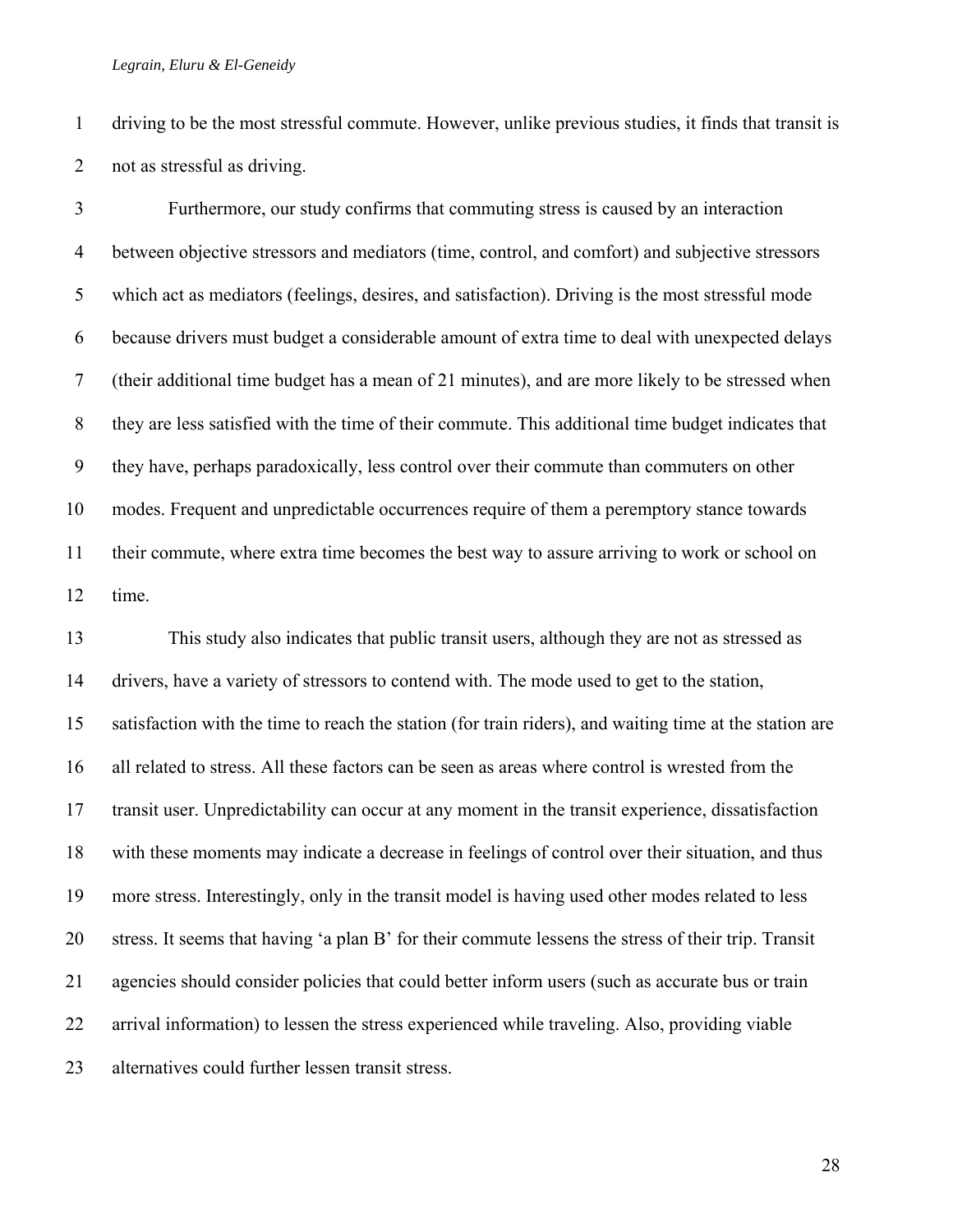driving to be the most stressful commute. However, unlike previous studies, it finds that transit is not as stressful as driving.

Furthermore, our study confirms that commuting stress is caused by an interaction between objective stressors and mediators (time, control, and comfort) and subjective stressors which act as mediators (feelings, desires, and satisfaction). Driving is the most stressful mode because drivers must budget a considerable amount of extra time to deal with unexpected delays (their additional time budget has a mean of 21 minutes), and are more likely to be stressed when they are less satisfied with the time of their commute. This additional time budget indicates that they have, perhaps paradoxically, less control over their commute than commuters on other modes. Frequent and unpredictable occurrences require of them a peremptory stance towards their commute, where extra time becomes the best way to assure arriving to work or school on time.

This study also indicates that public transit users, although they are not as stressed as drivers, have a variety of stressors to contend with. The mode used to get to the station, satisfaction with the time to reach the station (for train riders), and waiting time at the station are all related to stress. All these factors can be seen as areas where control is wrested from the transit user. Unpredictability can occur at any moment in the transit experience, dissatisfaction with these moments may indicate a decrease in feelings of control over their situation, and thus more stress. Interestingly, only in the transit model is having used other modes related to less stress. It seems that having 'a plan B' for their commute lessens the stress of their trip. Transit agencies should consider policies that could better inform users (such as accurate bus or train arrival information) to lessen the stress experienced while traveling. Also, providing viable alternatives could further lessen transit stress.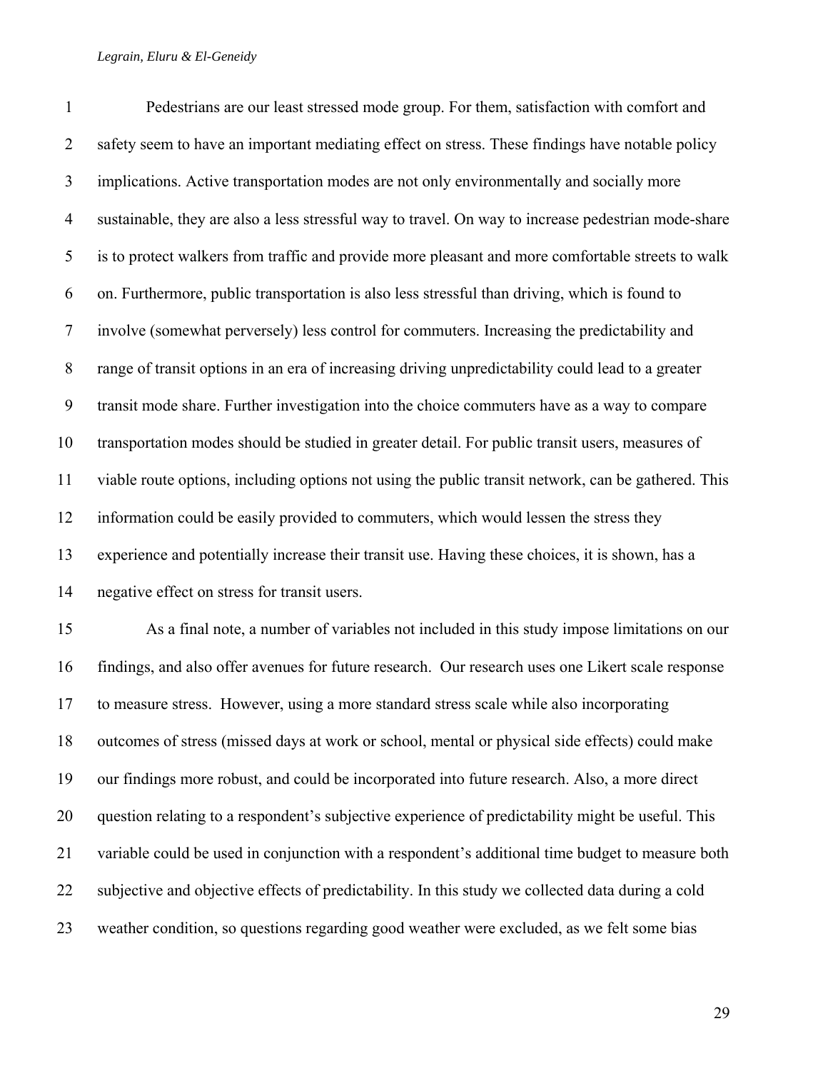Pedestrians are our least stressed mode group. For them, satisfaction with comfort and safety seem to have an important mediating effect on stress. These findings have notable policy implications. Active transportation modes are not only environmentally and socially more sustainable, they are also a less stressful way to travel. On way to increase pedestrian mode-share is to protect walkers from traffic and provide more pleasant and more comfortable streets to walk on. Furthermore, public transportation is also less stressful than driving, which is found to involve (somewhat perversely) less control for commuters. Increasing the predictability and range of transit options in an era of increasing driving unpredictability could lead to a greater transit mode share. Further investigation into the choice commuters have as a way to compare transportation modes should be studied in greater detail. For public transit users, measures of viable route options, including options not using the public transit network, can be gathered. This information could be easily provided to commuters, which would lessen the stress they experience and potentially increase their transit use. Having these choices, it is shown, has a negative effect on stress for transit users.

As a final note, a number of variables not included in this study impose limitations on our findings, and also offer avenues for future research. Our research uses one Likert scale response to measure stress. However, using a more standard stress scale while also incorporating outcomes of stress (missed days at work or school, mental or physical side effects) could make our findings more robust, and could be incorporated into future research. Also, a more direct question relating to a respondent's subjective experience of predictability might be useful. This variable could be used in conjunction with a respondent's additional time budget to measure both subjective and objective effects of predictability. In this study we collected data during a cold weather condition, so questions regarding good weather were excluded, as we felt some bias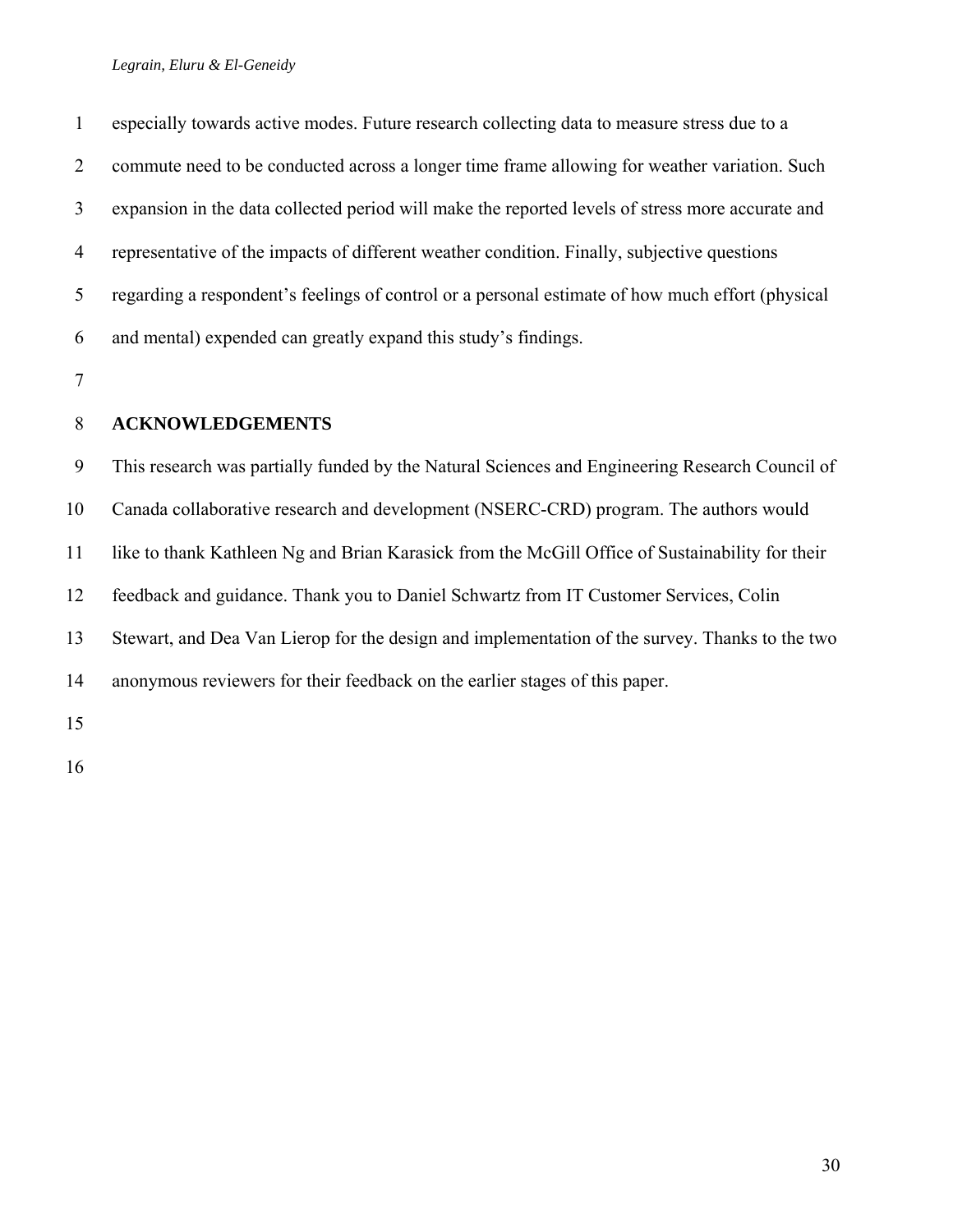especially towards active modes. Future research collecting data to measure stress due to a commute need to be conducted across a longer time frame allowing for weather variation. Such expansion in the data collected period will make the reported levels of stress more accurate and representative of the impacts of different weather condition. Finally, subjective questions regarding a respondent's feelings of control or a personal estimate of how much effort (physical and mental) expended can greatly expand this study's findings.

## ACKNOWLEDGEMENTS

This research was partially funded by the Natural Sciences and Engineering Research Council of Canada collaborative research and development (NSERC-CRD) program. The authors would like to thank Kathleen Ng and Brian Karasick from the McGill Office of Sustainability for their feedback and guidance. Thank you to Daniel Schwartz from IT Customer Services, Colin Stewart, and Dea Van Lierop for the design and implementation of the survey. Thanks to the two anonymous reviewers for their feedback on the earlier stages of this paper.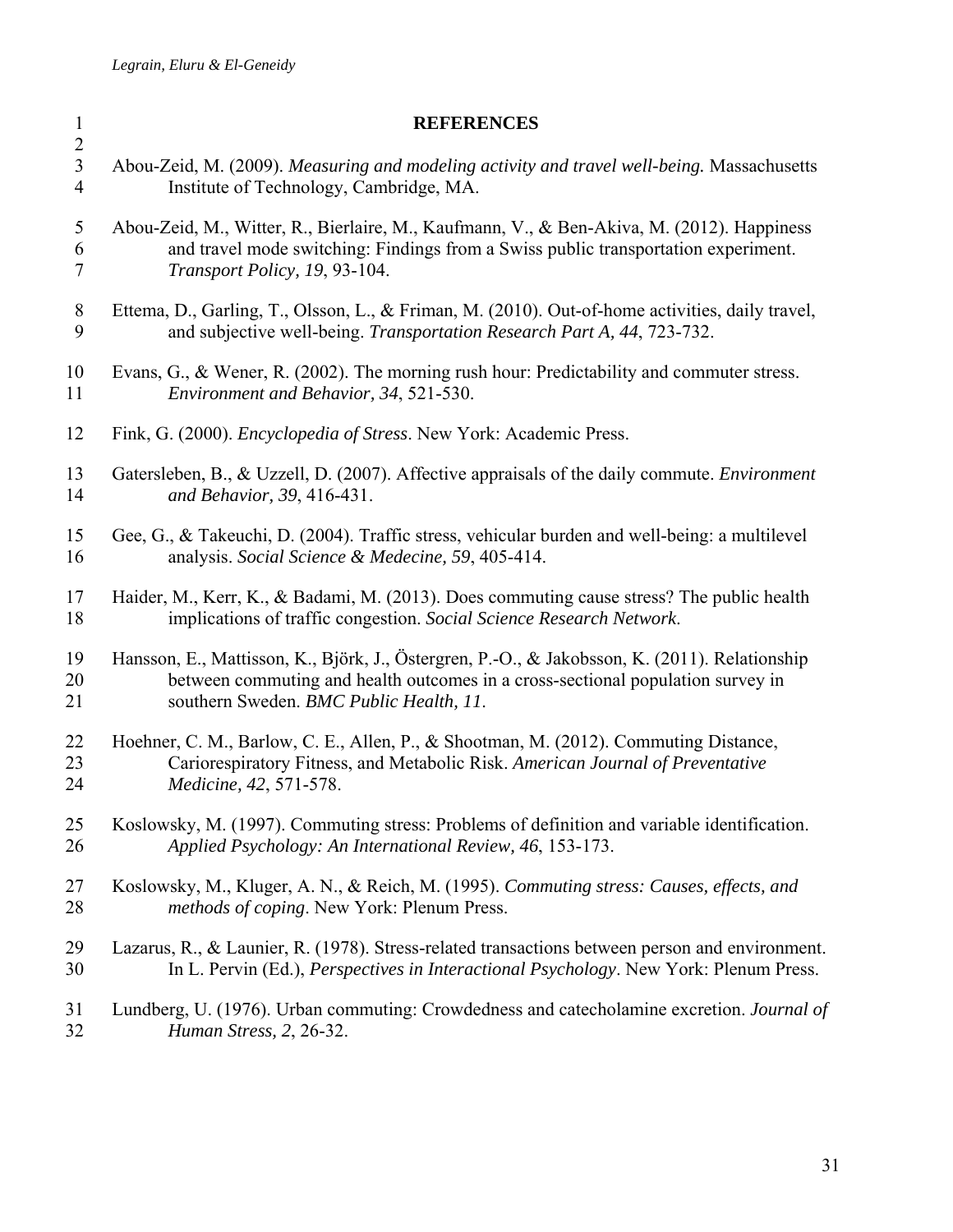# REFERENCES

Abou-Zeid, M. (2009). *Measuring and modeling activity and travel well-being.* Massachusetts Institute of Technology, Cambridge, MA.

Abou-Zeid, M., Witter, R., Bierlaire, M., Kaufmann, V., & Ben-Akiva, M. (2012). Happiness and travel mode switching: Findings from a Swiss public transportation experiment. *Transport Policy, 19*, 93-104.

Ettema, D., Garling, T., Olsson, L., & Friman, M. (2010). Out-of-home activities, daily travel, and subjective well-being. *Transportation Research Part A, 44*, 723-732.

Evans, G., & Wener, R. (2002). The morning rush hour: Predictability and commuter stress. *Environment and Behavior, 34*, 521-530.

Fink, G. (2000). *Encyclopedia of Stress*. New York: Academic Press.

Gatersleben, B., & Uzzell, D. (2007). Affective appraisals of the daily commute. *Environment and Behavior, 39*, 416-431.

Gee, G., & Takeuchi, D. (2004). Traffic stress, vehicular burden and well-being: a multilevel analysis. *Social Science & Medecine, 59*, 405-414.

Haider, M., Kerr, K., & Badami, M. (2013). Does commuting cause stress? The public health implications of traffic congestion. *Social Science Research Network*.

Hansson, E., Mattisson, K., Björk, J., Östergren, P.-O., & Jakobsson, K. (2011). Relationship between commuting and health outcomes in a cross-sectional population survey in southern Sweden. *BMC Public Health, 11*.

Hoehner, C. M., Barlow, C. E., Allen, P., & Shootman, M. (2012). Commuting Distance, Cariorespiratory Fitness, and Metabolic Risk. *American Journal of Preventative Medicine, 42*, 571-578.

Koslowsky, M. (1997). Commuting stress: Problems of definition and variable identification. *Applied Psychology: An International Review, 46*, 153-173.

Koslowsky, M., Kluger, A. N., & Reich, M. (1995). *Commuting stress: Causes, effects, and methods of coping*. New York: Plenum Press.

Lazarus, R., & Launier, R. (1978). Stress-related transactions between person and environment. In L. Pervin (Ed.), *Perspectives in Interactional Psychology*. New York: Plenum Press.

Lundberg, U. (1976). Urban commuting: Crowdedness and catecholamine excretion. *Journal of Human Stress, 2*, 26-32.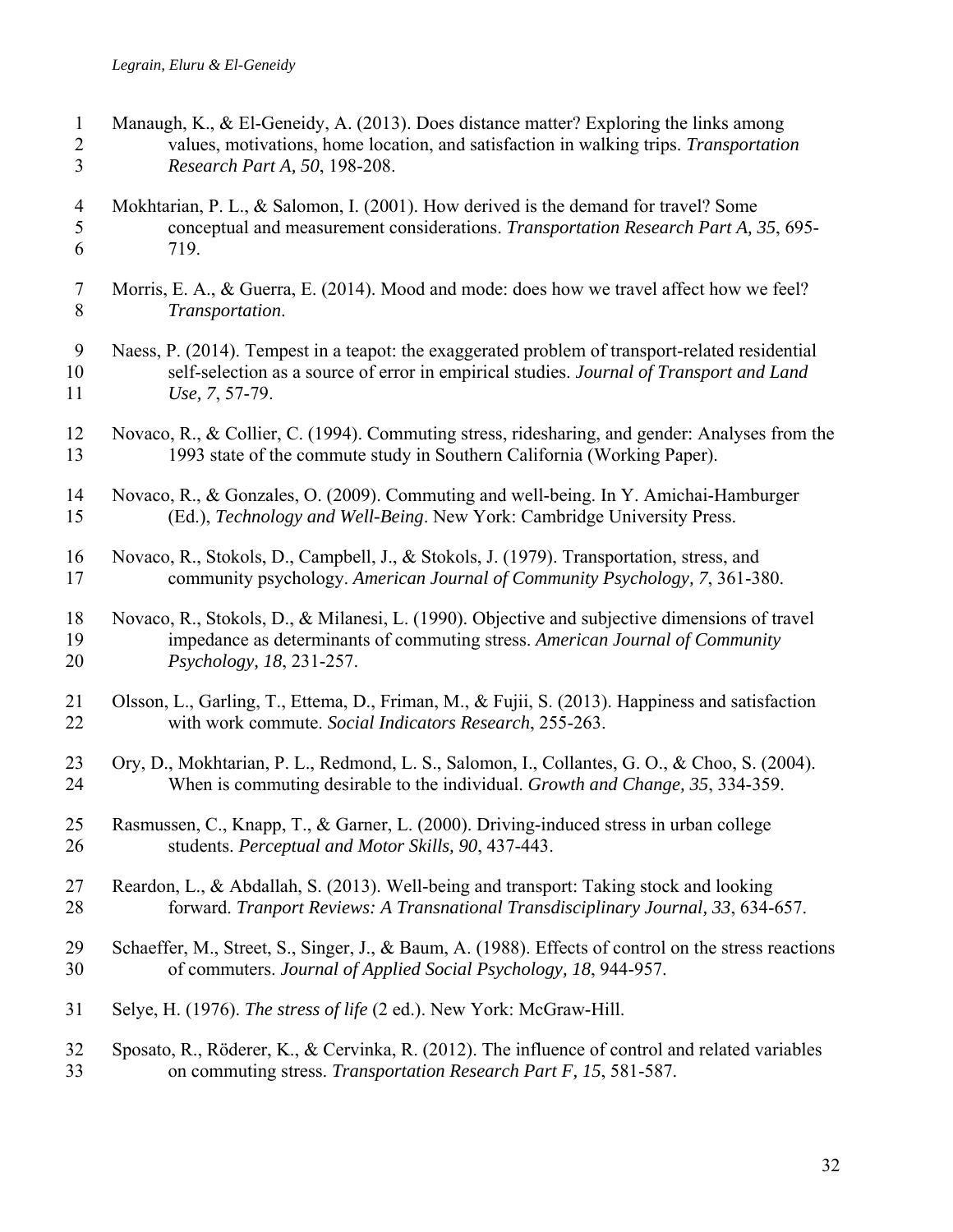Manaugh, K., & El-Geneidy, A. (2013). Does distance matter? Exploring the links among values, motivations, home location, and satisfaction in walking trips. *Transportation Research Part A, 50*, 198-208.

Mokhtarian, P. L., & Salomon, I. (2001). How derived is the demand for travel? Some conceptual and measurement considerations. *Transportation Research Part A, 35*, 695-719.

Morris, E. A., & Guerra, E. (2014). Mood and mode: does how we travel affect how we feel? *Transportation*.

Naess, P. (2014). Tempest in a teapot: the exaggerated problem of transport-related residential self-selection as a source of error in empirical studies. *Journal of Transport and Land Use, 7*, 57-79.

Novaco, R., & Collier, C. (1994). Commuting stress, ridesharing, and gender: Analyses from the 1993 state of the commute study in Southern California (Working Paper).

Novaco, R., & Gonzales, O. (2009). Commuting and well-being. In Y. Amichai-Hamburger (Ed.), *Technology and Well-Being*. New York: Cambridge University Press.

Novaco, R., Stokols, D., Campbell, J., & Stokols, J. (1979). Transportation, stress, and community psychology. *American Journal of Community Psychology, 7*, 361-380.

Novaco, R., Stokols, D., & Milanesi, L. (1990). Objective and subjective dimensions of travel impedance as determinants of commuting stress. *American Journal of Community Psychology, 18*, 231-257.

Olsson, L., Garling, T., Ettema, D., Friman, M., & Fujii, S. (2013). Happiness and satisfaction with work commute. *Social Indicators Research*, 255-263.

Ory, D., Mokhtarian, P. L., Redmond, L. S., Salomon, I., Collantes, G. O., & Choo, S. (2004). When is commuting desirable to the individual. *Growth and Change, 35*, 334-359.

Rasmussen, C., Knapp, T., & Garner, L. (2000). Driving-induced stress in urban college students. *Perceptual and Motor Skills, 90*, 437-443.

Reardon, L., & Abdallah, S. (2013). Well-being and transport: Taking stock and looking forward. *Tranport Reviews: A Transnational Transdisciplinary Journal, 33*, 634-657.

Schaeffer, M., Street, S., Singer, J., & Baum, A. (1988). Effects of control on the stress reactions of commuters. *Journal of Applied Social Psychology, 18*, 944-957.

Selye, H. (1976). *The stress of life* (2 ed.). New York: McGraw-Hill.

Sposato, R., Röderer, K., & Cervinka, R. (2012). The influence of control and related variables on commuting stress. *Transportation Research Part F, 15*, 581-587.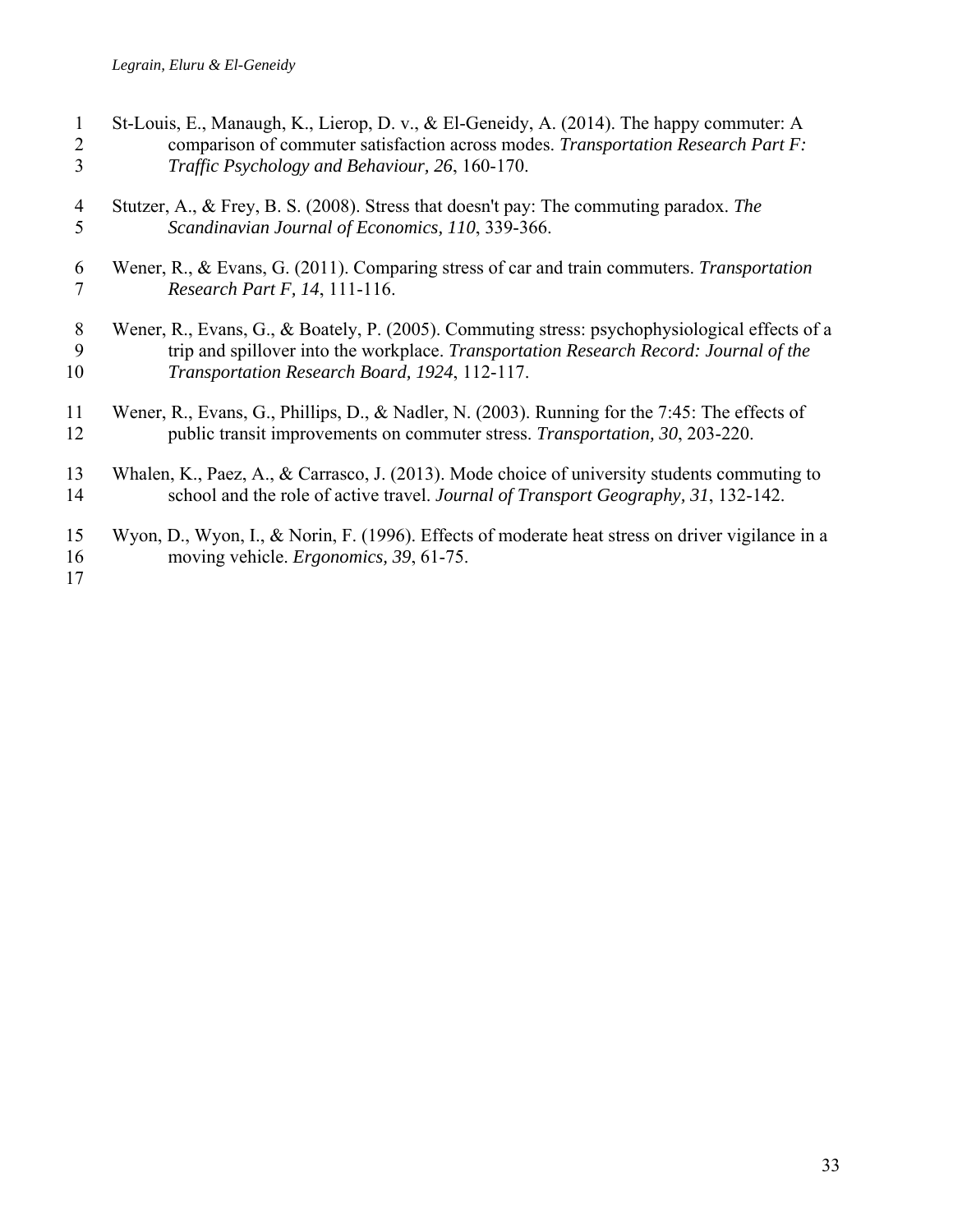St-Louis, E., Manaugh, K., Lierop, D. v., & El-Geneidy, A. (2014). The happy commuter: A comparison of commuter satisfaction across modes. *Transportation Research Part F: Traffic Psychology and Behaviour, 26*, 160-170.

Stutzer, A., & Frey, B. S. (2008). Stress that doesn't pay: The commuting paradox. *The Scandinavian Journal of Economics, 110*, 339-366.

Wener, R., & Evans, G. (2011). Comparing stress of car and train commuters. *Transportation Research Part F, 14*, 111-116.

Wener, R., Evans, G., & Boately, P. (2005). Commuting stress: psychophysiological effects of a trip and spillover into the workplace. *Transportation Research Record: Journal of the Transportation Research Board, 1924*, 112-117.

Wener, R., Evans, G., Phillips, D., & Nadler, N. (2003). Running for the 7:45: The effects of public transit improvements on commuter stress. *Transportation, 30*, 203-220.

Whalen, K., Paez, A., & Carrasco, J. (2013). Mode choice of university students commuting to school and the role of active travel. *Journal of Transport Geography, 31*, 132-142.

Wyon, D., Wyon, I., & Norin, F. (1996). Effects of moderate heat stress on driver vigilance in a moving vehicle. *Ergonomics, 39*, 61-75.